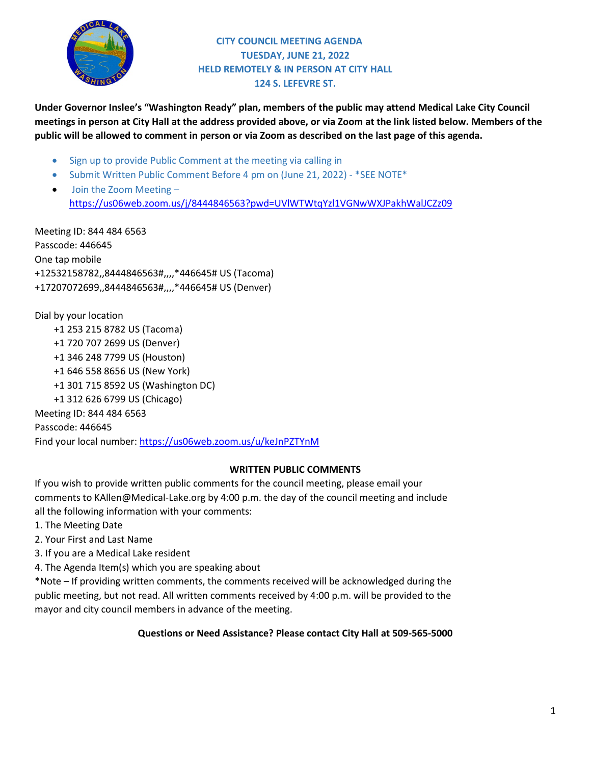# CITY COUNCIL MEETING AGENDA
## TUESDAY, JUNE 21, 2022
## HELD REMOTELY & IN PERSON AT CITY HALL
## 124 S. LEFEVRE ST.

**Under Governor Inslee's "Washington Ready" plan, members of the public may attend Medical Lake City Council meetings in person at City Hall at the address provided above, or via Zoom at the link listed below. Members of the public will be allowed to comment in person or via Zoom as described on the last page of this agenda.**

- Sign up to provide Public Comment at the meeting via calling in
- Submit Written Public Comment Before 4 pm on (June 21, 2022) - *SEE NOTE*
- Join the Zoom Meeting – https://us06web.zoom.us/j/8444846563?pwd=UVlWTWtqYzl1VGNwWXJPakhWalJCZz09

Meeting ID: 844 484 6563
Passcode: 446645
One tap mobile
+12532158782,,8444846563#,,,,*446645# US (Tacoma)
+17207072699,,8444846563#,,,,*446645# US (Denver)

Dial by your location
+1 253 215 8782 US (Tacoma)
+1 720 707 2699 US (Denver)
+1 346 248 7799 US (Houston)
+1 646 558 8656 US (New York)
+1 301 715 8592 US (Washington DC)
+1 312 626 6799 US (Chicago)
Meeting ID: 844 484 6563
Passcode: 446645
Find your local number: https://us06web.zoom.us/u/keJnPZTYnM

**WRITTEN PUBLIC COMMENTS**

If you wish to provide written public comments for the council meeting, please email your comments to KAllen@Medical-Lake.org by 4:00 p.m. the day of the council meeting and include all the following information with your comments:

1. The Meeting Date
2. Your First and Last Name
3. If you are a Medical Lake resident
4. The Agenda Item(s) which you are speaking about

*Note – If providing written comments, the comments received will be acknowledged during the public meeting, but not read. All written comments received by 4:00 p.m. will be provided to the mayor and city council members in advance of the meeting.

**Questions or Need Assistance? Please contact City Hall at 509-565-5000**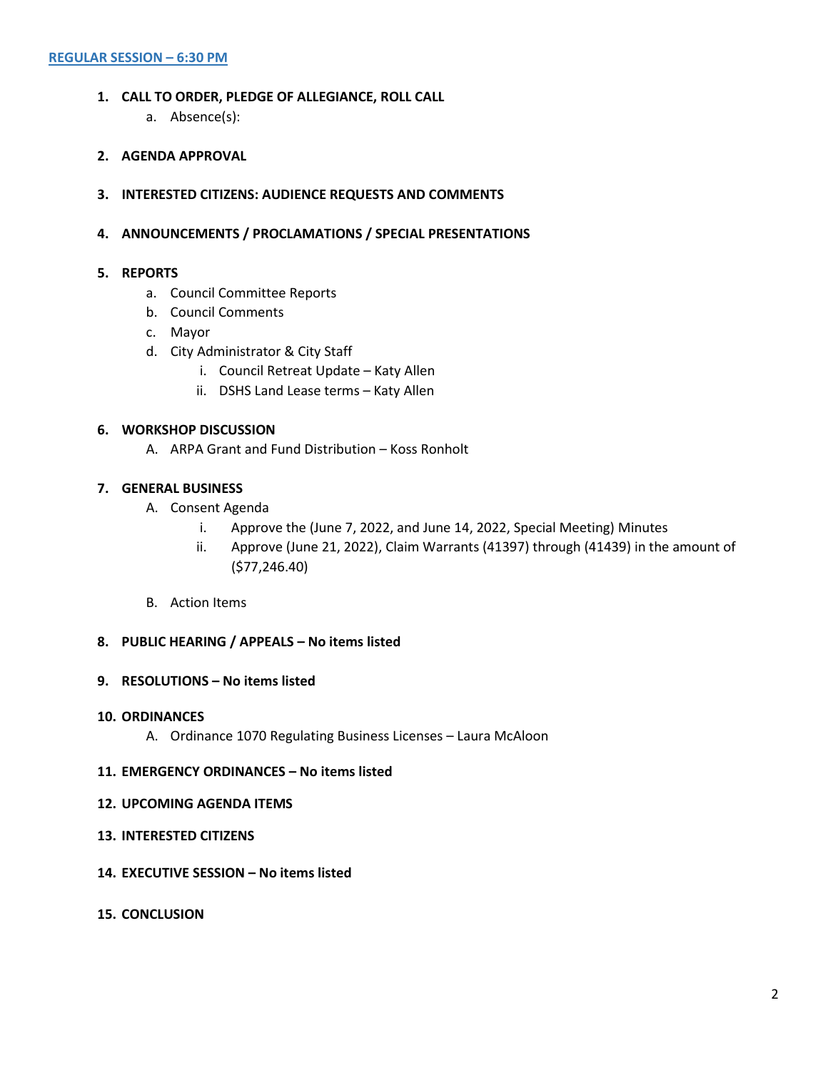## REGULAR SESSION – 6:30 PM

1. **CALL TO ORDER, PLEDGE OF ALLEGIANCE, ROLL CALL**
   a. Absence(s):

2. **AGENDA APPROVAL**

3. **INTERESTED CITIZENS: AUDIENCE REQUESTS AND COMMENTS**

4. **ANNOUNCEMENTS / PROCLAMATIONS / SPECIAL PRESENTATIONS**

5. **REPORTS**
   a. Council Committee Reports
   b. Council Comments
   c. Mayor
   d. City Administrator & City Staff
      i. Council Retreat Update – Katy Allen
      ii. DSHS Land Lease terms – Katy Allen

6. **WORKSHOP DISCUSSION**
   A. ARPA Grant and Fund Distribution – Koss Ronholt

7. **GENERAL BUSINESS**
   A. Consent Agenda
      i. Approve the (June 7, 2022, and June 14, 2022, Special Meeting) Minutes
      ii. Approve (June 21, 2022), Claim Warrants (41397) through (41439) in the amount of ($77,246.40)

   B. Action Items

8. **PUBLIC HEARING / APPEALS – No items listed**

9. **RESOLUTIONS – No items listed**

10. **ORDINANCES**
    A. Ordinance 1070 Regulating Business Licenses – Laura McAloon

11. **EMERGENCY ORDINANCES – No items listed**

12. **UPCOMING AGENDA ITEMS**

13. **INTERESTED CITIZENS**

14. **EXECUTIVE SESSION – No items listed**

15. **CONCLUSION**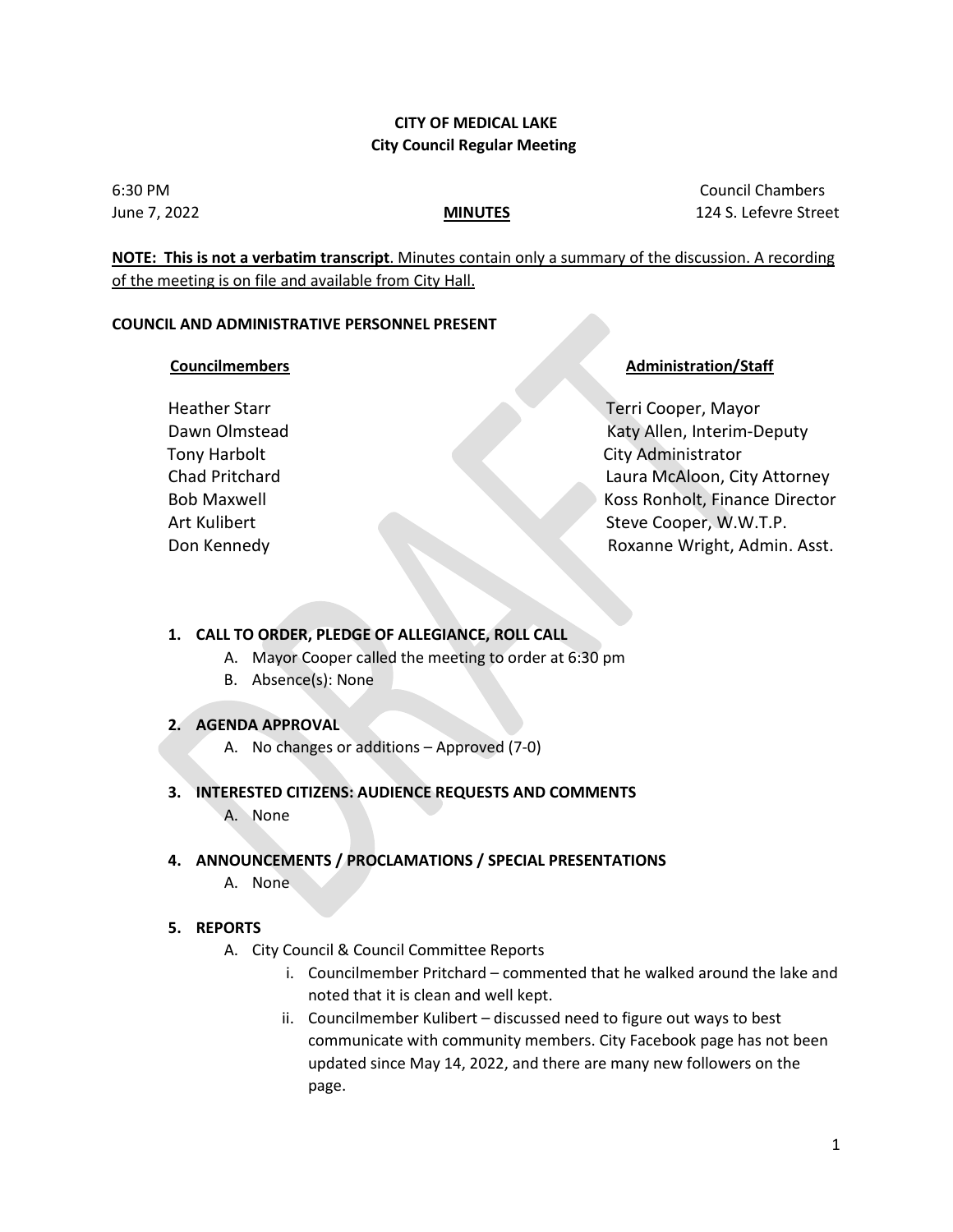**CITY OF MEDICAL LAKE**
**City Council Regular Meeting**

6:30 PM — Council Chambers
June 7, 2022 — **MINUTES** — 124 S. Lefevre Street

**NOTE: This is not a verbatim transcript**. Minutes contain only a summary of the discussion. A recording of the meeting is on file and available from City Hall.

**COUNCIL AND ADMINISTRATIVE PERSONNEL PRESENT**

| **Councilmembers** | **Administration/Staff** |
|---|---|
| Heather Starr | Terri Cooper, Mayor |
| Dawn Olmstead | Katy Allen, Interim-Deputy City Administrator |
| Tony Harbolt | Laura McAloon, City Attorney |
| Chad Pritchard | Koss Ronholt, Finance Director |
| Bob Maxwell | Steve Cooper, W.W.T.P. |
| Art Kulibert | Roxanne Wright, Admin. Asst. |
| Don Kennedy | |

1. **CALL TO ORDER, PLEDGE OF ALLEGIANCE, ROLL CALL**
   A. Mayor Cooper called the meeting to order at 6:30 pm
   B. Absence(s): None

2. **AGENDA APPROVAL**
   A. No changes or additions – Approved (7-0)

3. **INTERESTED CITIZENS: AUDIENCE REQUESTS AND COMMENTS**
   A. None

4. **ANNOUNCEMENTS / PROCLAMATIONS / SPECIAL PRESENTATIONS**
   A. None

5. **REPORTS**
   A. City Council & Council Committee Reports
      i. Councilmember Pritchard – commented that he walked around the lake and noted that it is clean and well kept.
      ii. Councilmember Kulibert – discussed need to figure out ways to best communicate with community members. City Facebook page has not been updated since May 14, 2022, and there are many new followers on the page.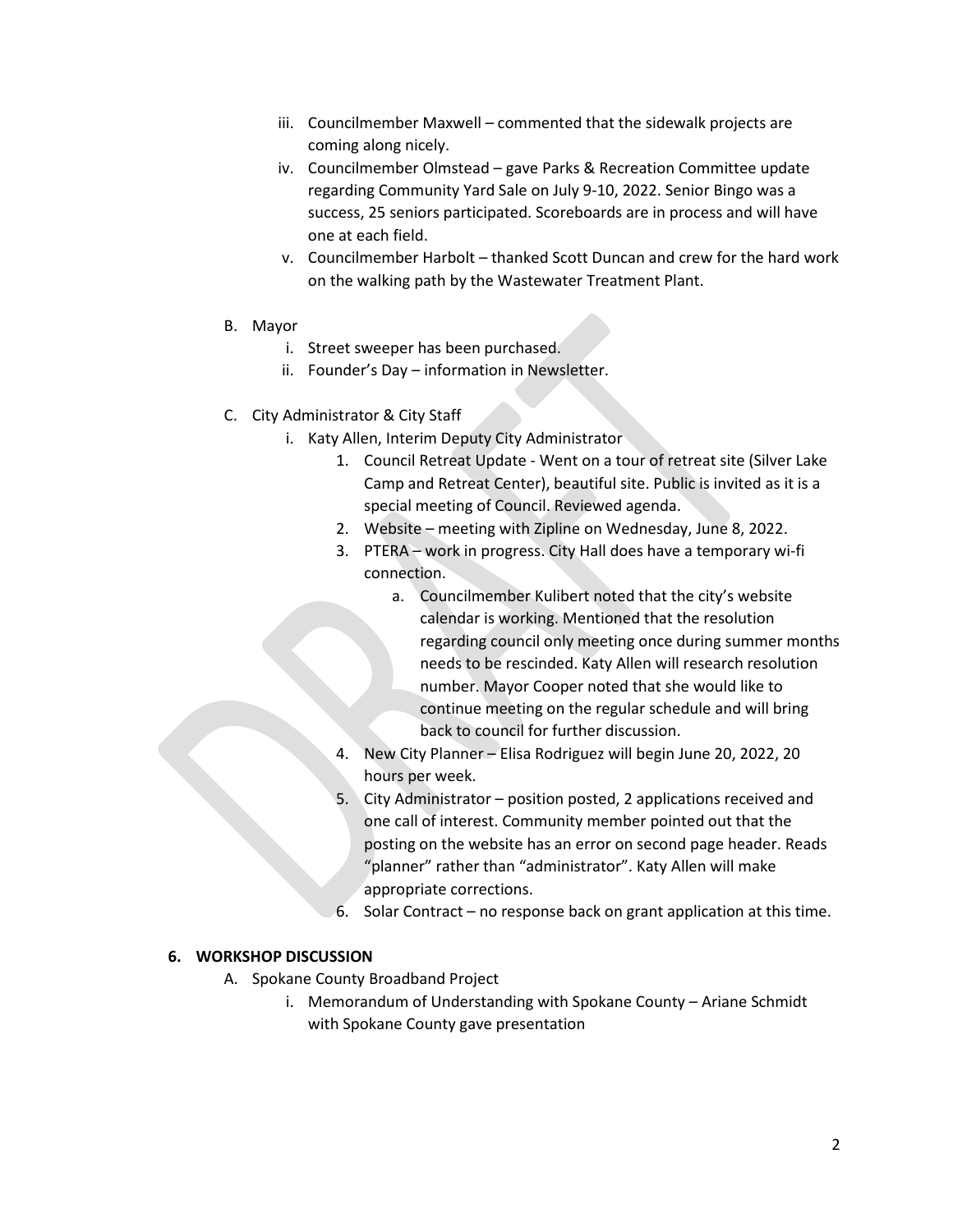iii. Councilmember Maxwell – commented that the sidewalk projects are coming along nicely.
    iv. Councilmember Olmstead – gave Parks & Recreation Committee update regarding Community Yard Sale on July 9-10, 2022. Senior Bingo was a success, 25 seniors participated. Scoreboards are in process and will have one at each field.
    v. Councilmember Harbolt – thanked Scott Duncan and crew for the hard work on the walking path by the Wastewater Treatment Plant.

B. Mayor
    i. Street sweeper has been purchased.
    ii. Founder's Day – information in Newsletter.

C. City Administrator & City Staff
    i. Katy Allen, Interim Deputy City Administrator
        1. Council Retreat Update - Went on a tour of retreat site (Silver Lake Camp and Retreat Center), beautiful site. Public is invited as it is a special meeting of Council. Reviewed agenda.
        2. Website – meeting with Zipline on Wednesday, June 8, 2022.
        3. PTERA – work in progress. City Hall does have a temporary wi-fi connection.
            a. Councilmember Kulibert noted that the city's website calendar is working. Mentioned that the resolution regarding council only meeting once during summer months needs to be rescinded. Katy Allen will research resolution number. Mayor Cooper noted that she would like to continue meeting on the regular schedule and will bring back to council for further discussion.
        4. New City Planner – Elisa Rodriguez will begin June 20, 2022, 20 hours per week.
        5. City Administrator – position posted, 2 applications received and one call of interest. Community member pointed out that the posting on the website has an error on second page header. Reads "planner" rather than "administrator". Katy Allen will make appropriate corrections.
        6. Solar Contract – no response back on grant application at this time.

**6. WORKSHOP DISCUSSION**

A. Spokane County Broadband Project
    i. Memorandum of Understanding with Spokane County – Ariane Schmidt with Spokane County gave presentation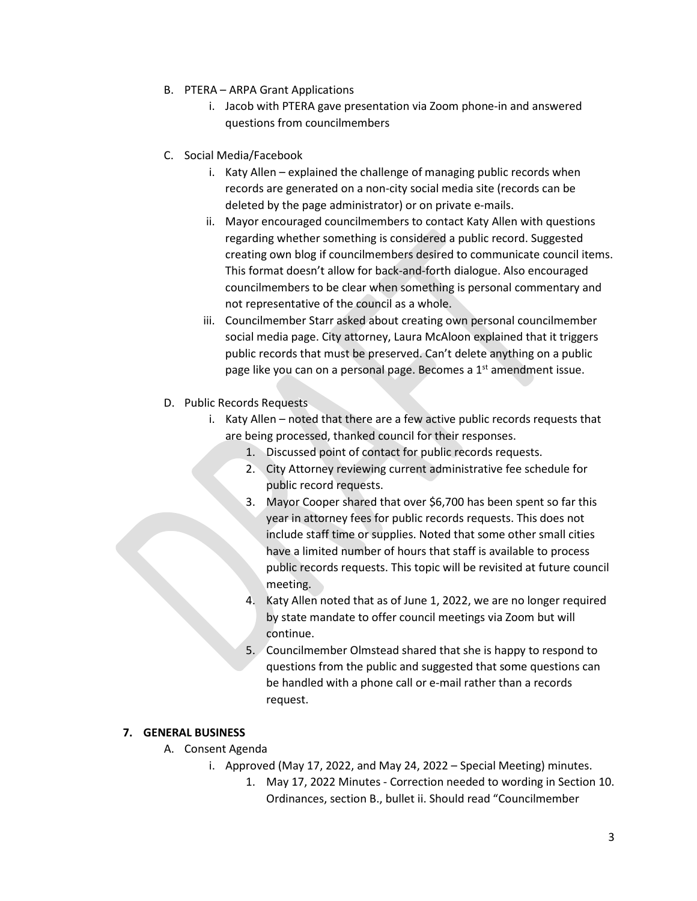B. PTERA – ARPA Grant Applications
   i. Jacob with PTERA gave presentation via Zoom phone-in and answered questions from councilmembers

C. Social Media/Facebook
   i. Katy Allen – explained the challenge of managing public records when records are generated on a non-city social media site (records can be deleted by the page administrator) or on private e-mails.
   ii. Mayor encouraged councilmembers to contact Katy Allen with questions regarding whether something is considered a public record. Suggested creating own blog if councilmembers desired to communicate council items. This format doesn't allow for back-and-forth dialogue. Also encouraged councilmembers to be clear when something is personal commentary and not representative of the council as a whole.
   iii. Councilmember Starr asked about creating own personal councilmember social media page. City attorney, Laura McAloon explained that it triggers public records that must be preserved. Can't delete anything on a public page like you can on a personal page. Becomes a 1st amendment issue.

D. Public Records Requests
   i. Katy Allen – noted that there are a few active public records requests that are being processed, thanked council for their responses.
      1. Discussed point of contact for public records requests.
      2. City Attorney reviewing current administrative fee schedule for public record requests.
      3. Mayor Cooper shared that over $6,700 has been spent so far this year in attorney fees for public records requests. This does not include staff time or supplies. Noted that some other small cities have a limited number of hours that staff is available to process public records requests. This topic will be revisited at future council meeting.
      4. Katy Allen noted that as of June 1, 2022, we are no longer required by state mandate to offer council meetings via Zoom but will continue.
      5. Councilmember Olmstead shared that she is happy to respond to questions from the public and suggested that some questions can be handled with a phone call or e-mail rather than a records request.

**7. GENERAL BUSINESS**

A. Consent Agenda
   i. Approved (May 17, 2022, and May 24, 2022 – Special Meeting) minutes.
      1. May 17, 2022 Minutes - Correction needed to wording in Section 10. Ordinances, section B., bullet ii. Should read "Councilmember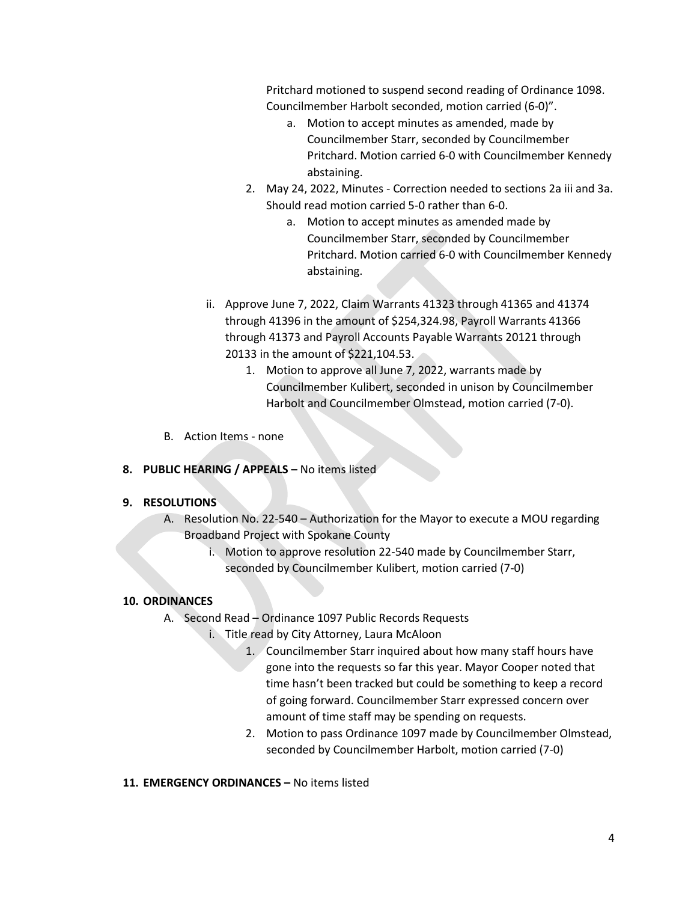Pritchard motioned to suspend second reading of Ordinance 1098. Councilmember Harbolt seconded, motion carried (6-0)".

   a. Motion to accept minutes as amended, made by Councilmember Starr, seconded by Councilmember Pritchard. Motion carried 6-0 with Councilmember Kennedy abstaining.

2. May 24, 2022, Minutes - Correction needed to sections 2a iii and 3a. Should read motion carried 5-0 rather than 6-0.
   a. Motion to accept minutes as amended made by Councilmember Starr, seconded by Councilmember Pritchard. Motion carried 6-0 with Councilmember Kennedy abstaining.

ii. Approve June 7, 2022, Claim Warrants 41323 through 41365 and 41374 through 41396 in the amount of $254,324.98, Payroll Warrants 41366 through 41373 and Payroll Accounts Payable Warrants 20121 through 20133 in the amount of $221,104.53.
   1. Motion to approve all June 7, 2022, warrants made by Councilmember Kulibert, seconded in unison by Councilmember Harbolt and Councilmember Olmstead, motion carried (7-0).

B. Action Items - none

**8. PUBLIC HEARING / APPEALS –** No items listed

**9. RESOLUTIONS**

A. Resolution No. 22-540 – Authorization for the Mayor to execute a MOU regarding Broadband Project with Spokane County
   i. Motion to approve resolution 22-540 made by Councilmember Starr, seconded by Councilmember Kulibert, motion carried (7-0)

**10. ORDINANCES**

A. Second Read – Ordinance 1097 Public Records Requests
   i. Title read by City Attorney, Laura McAloon
      1. Councilmember Starr inquired about how many staff hours have gone into the requests so far this year. Mayor Cooper noted that time hasn't been tracked but could be something to keep a record of going forward. Councilmember Starr expressed concern over amount of time staff may be spending on requests.
      2. Motion to pass Ordinance 1097 made by Councilmember Olmstead, seconded by Councilmember Harbolt, motion carried (7-0)

**11. EMERGENCY ORDINANCES –** No items listed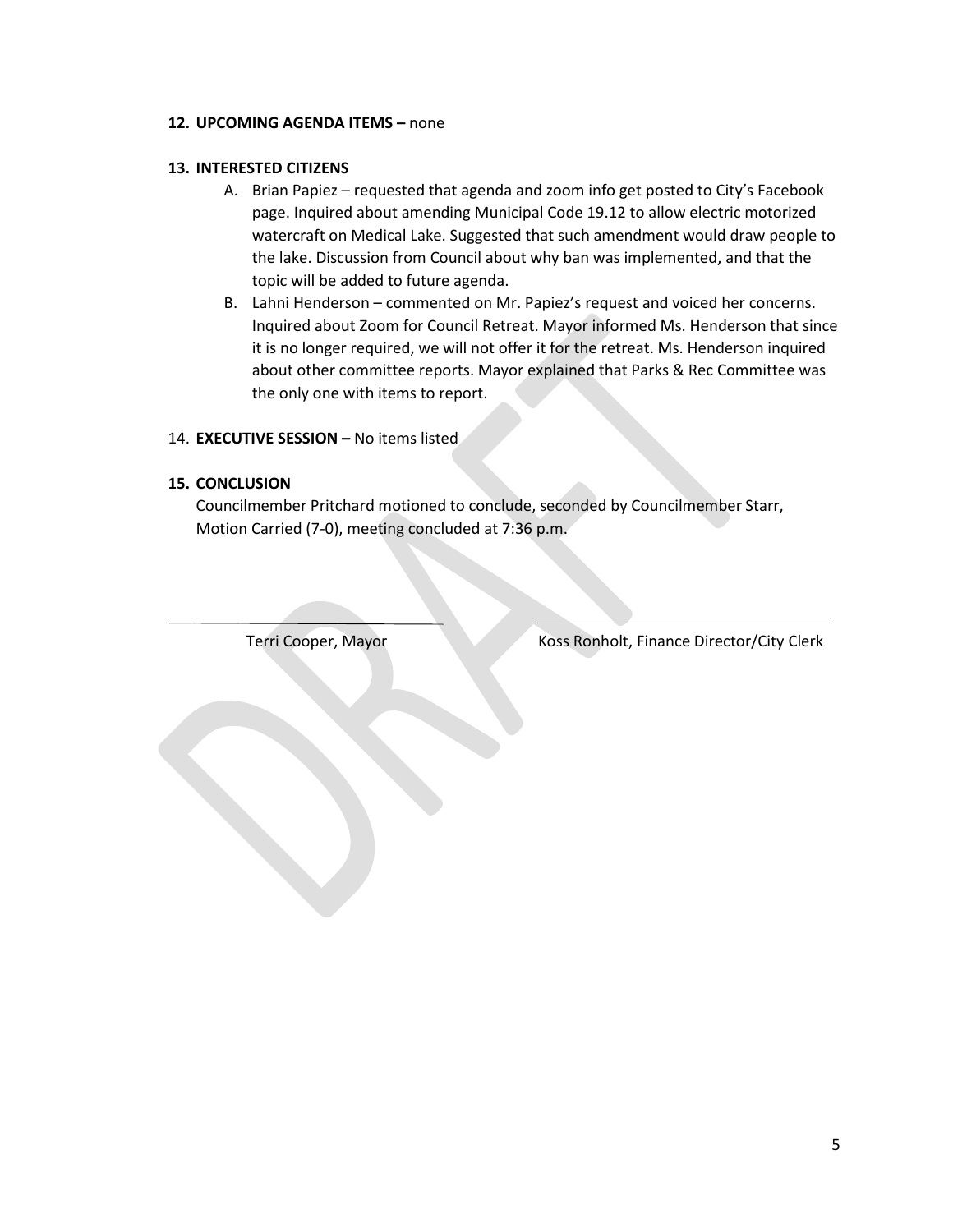**12. UPCOMING AGENDA ITEMS –** none

**13. INTERESTED CITIZENS**

A. Brian Papiez – requested that agenda and zoom info get posted to City's Facebook page. Inquired about amending Municipal Code 19.12 to allow electric motorized watercraft on Medical Lake. Suggested that such amendment would draw people to the lake. Discussion from Council about why ban was implemented, and that the topic will be added to future agenda.

B. Lahni Henderson – commented on Mr. Papiez's request and voiced her concerns. Inquired about Zoom for Council Retreat. Mayor informed Ms. Henderson that since it is no longer required, we will not offer it for the retreat. Ms. Henderson inquired about other committee reports. Mayor explained that Parks & Rec Committee was the only one with items to report.

14. **EXECUTIVE SESSION –** No items listed

**15. CONCLUSION**

Councilmember Pritchard motioned to conclude, seconded by Councilmember Starr, Motion Carried (7-0), meeting concluded at 7:36 p.m.

Terri Cooper, Mayor

Koss Ronholt, Finance Director/City Clerk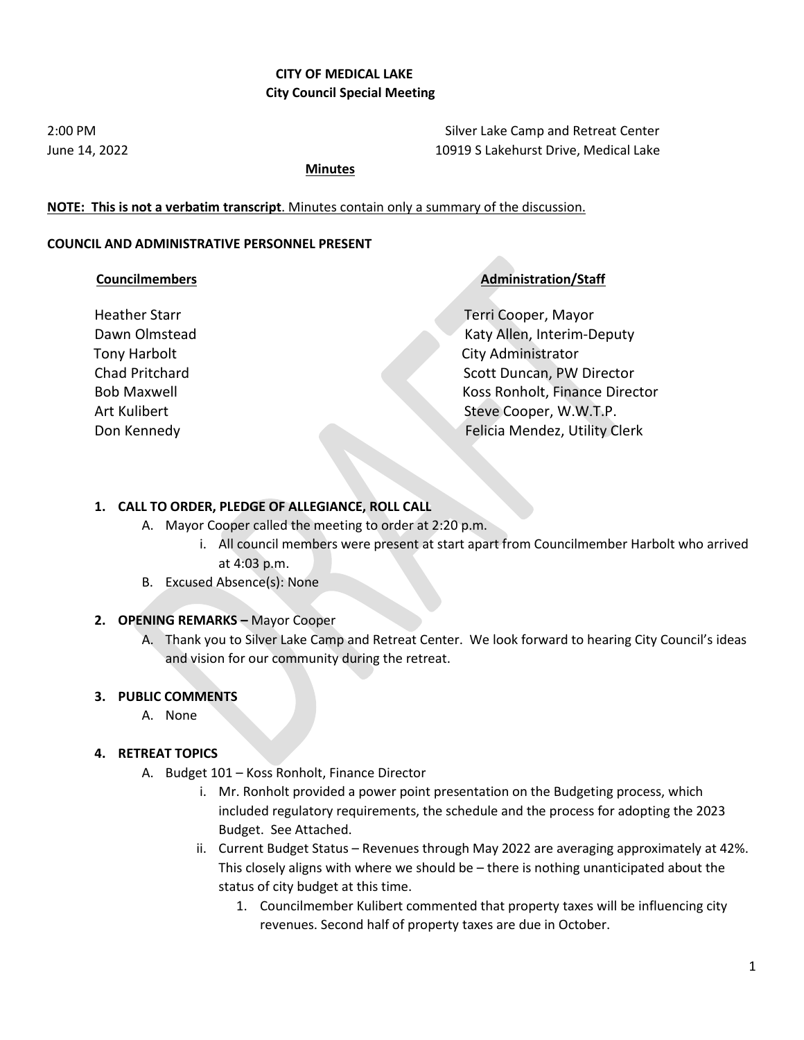**CITY OF MEDICAL LAKE**
**City Council Special Meeting**

2:00 PM
June 14, 2022

Silver Lake Camp and Retreat Center
10919 S Lakehurst Drive, Medical Lake

**Minutes**

**NOTE: This is not a verbatim transcript**. Minutes contain only a summary of the discussion.

**COUNCIL AND ADMINISTRATIVE PERSONNEL PRESENT**

| **Councilmembers** | **Administration/Staff** |
| --- | --- |
| Heather Starr | Terri Cooper, Mayor |
| Dawn Olmstead | Katy Allen, Interim-Deputy City Administrator |
| Tony Harbolt | Scott Duncan, PW Director |
| Chad Pritchard | Koss Ronholt, Finance Director |
| Bob Maxwell | Steve Cooper, W.W.T.P. |
| Art Kulibert | Felicia Mendez, Utility Clerk |
| Don Kennedy | |

1. **CALL TO ORDER, PLEDGE OF ALLEGIANCE, ROLL CALL**
   A. Mayor Cooper called the meeting to order at 2:20 p.m.
      i. All council members were present at start apart from Councilmember Harbolt who arrived at 4:03 p.m.
   B. Excused Absence(s): None

2. **OPENING REMARKS –** Mayor Cooper
   A. Thank you to Silver Lake Camp and Retreat Center. We look forward to hearing City Council's ideas and vision for our community during the retreat.

3. **PUBLIC COMMENTS**
   A. None

4. **RETREAT TOPICS**
   A. Budget 101 – Koss Ronholt, Finance Director
      i. Mr. Ronholt provided a power point presentation on the Budgeting process, which included regulatory requirements, the schedule and the process for adopting the 2023 Budget. See Attached.
      ii. Current Budget Status – Revenues through May 2022 are averaging approximately at 42%. This closely aligns with where we should be – there is nothing unanticipated about the status of city budget at this time.
         1. Councilmember Kulibert commented that property taxes will be influencing city revenues. Second half of property taxes are due in October.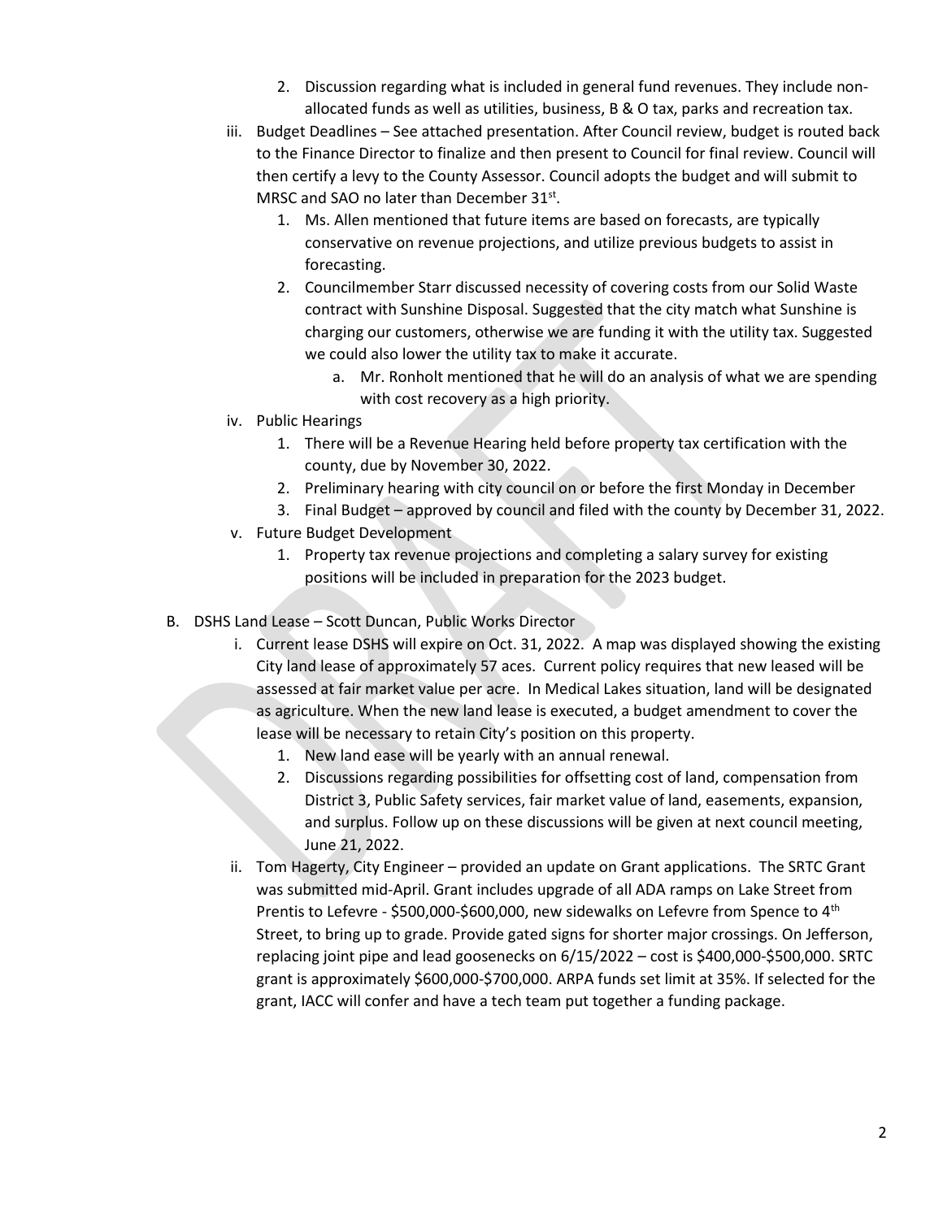2. Discussion regarding what is included in general fund revenues. They include non-allocated funds as well as utilities, business, B & O tax, parks and recreation tax.

iii. Budget Deadlines – See attached presentation. After Council review, budget is routed back to the Finance Director to finalize and then present to Council for final review. Council will then certify a levy to the County Assessor. Council adopts the budget and will submit to MRSC and SAO no later than December 31st.

1. Ms. Allen mentioned that future items are based on forecasts, are typically conservative on revenue projections, and utilize previous budgets to assist in forecasting.
2. Councilmember Starr discussed necessity of covering costs from our Solid Waste contract with Sunshine Disposal. Suggested that the city match what Sunshine is charging our customers, otherwise we are funding it with the utility tax. Suggested we could also lower the utility tax to make it accurate.
   a. Mr. Ronholt mentioned that he will do an analysis of what we are spending with cost recovery as a high priority.

iv. Public Hearings

1. There will be a Revenue Hearing held before property tax certification with the county, due by November 30, 2022.
2. Preliminary hearing with city council on or before the first Monday in December
3. Final Budget – approved by council and filed with the county by December 31, 2022.

v. Future Budget Development

1. Property tax revenue projections and completing a salary survey for existing positions will be included in preparation for the 2023 budget.

B. DSHS Land Lease – Scott Duncan, Public Works Director

i. Current lease DSHS will expire on Oct. 31, 2022. A map was displayed showing the existing City land lease of approximately 57 aces. Current policy requires that new leased will be assessed at fair market value per acre. In Medical Lakes situation, land will be designated as agriculture. When the new land lease is executed, a budget amendment to cover the lease will be necessary to retain City's position on this property.

1. New land ease will be yearly with an annual renewal.
2. Discussions regarding possibilities for offsetting cost of land, compensation from District 3, Public Safety services, fair market value of land, easements, expansion, and surplus. Follow up on these discussions will be given at next council meeting, June 21, 2022.

ii. Tom Hagerty, City Engineer – provided an update on Grant applications. The SRTC Grant was submitted mid-April. Grant includes upgrade of all ADA ramps on Lake Street from Prentis to Lefevre - $500,000-$600,000, new sidewalks on Lefevre from Spence to 4th Street, to bring up to grade. Provide gated signs for shorter major crossings. On Jefferson, replacing joint pipe and lead goosenecks on 6/15/2022 – cost is $400,000-$500,000. SRTC grant is approximately $600,000-$700,000. ARPA funds set limit at 35%. If selected for the grant, IACC will confer and have a tech team put together a funding package.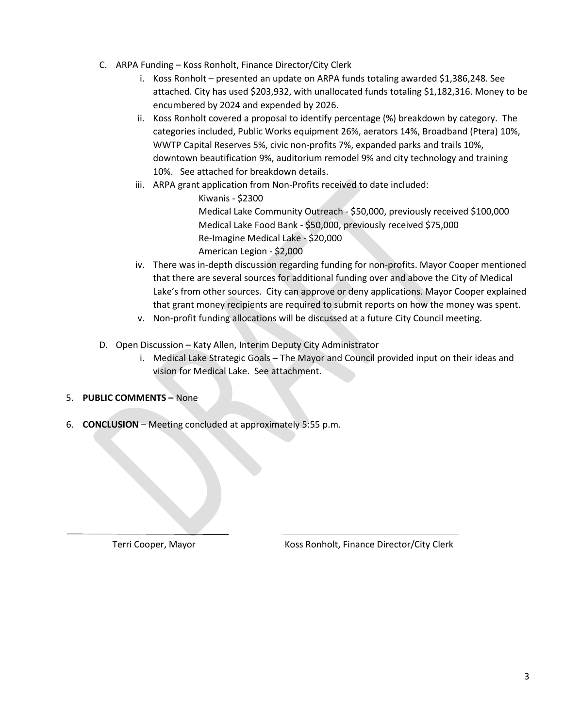C. ARPA Funding – Koss Ronholt, Finance Director/City Clerk

   i. Koss Ronholt – presented an update on ARPA funds totaling awarded $1,386,248. See attached. City has used $203,932, with unallocated funds totaling $1,182,316. Money to be encumbered by 2024 and expended by 2026.

   ii. Koss Ronholt covered a proposal to identify percentage (%) breakdown by category. The categories included, Public Works equipment 26%, aerators 14%, Broadband (Ptera) 10%, WWTP Capital Reserves 5%, civic non-profits 7%, expanded parks and trails 10%, downtown beautification 9%, auditorium remodel 9% and city technology and training 10%. See attached for breakdown details.

   iii. ARPA grant application from Non-Profits received to date included:

      Kiwanis - $2300
      Medical Lake Community Outreach - $50,000, previously received $100,000
      Medical Lake Food Bank - $50,000, previously received $75,000
      Re-Imagine Medical Lake - $20,000
      American Legion - $2,000

   iv. There was in-depth discussion regarding funding for non-profits. Mayor Cooper mentioned that there are several sources for additional funding over and above the City of Medical Lake's from other sources. City can approve or deny applications. Mayor Cooper explained that grant money recipients are required to submit reports on how the money was spent.

   v. Non-profit funding allocations will be discussed at a future City Council meeting.

D. Open Discussion – Katy Allen, Interim Deputy City Administrator

   i. Medical Lake Strategic Goals – The Mayor and Council provided input on their ideas and vision for Medical Lake. See attachment.

5. **PUBLIC COMMENTS –** None

6. **CONCLUSION** – Meeting concluded at approximately 5:55 p.m.

| ___________________________ | ___________________________ |
|---|---|
| Terri Cooper, Mayor | Koss Ronholt, Finance Director/City Clerk |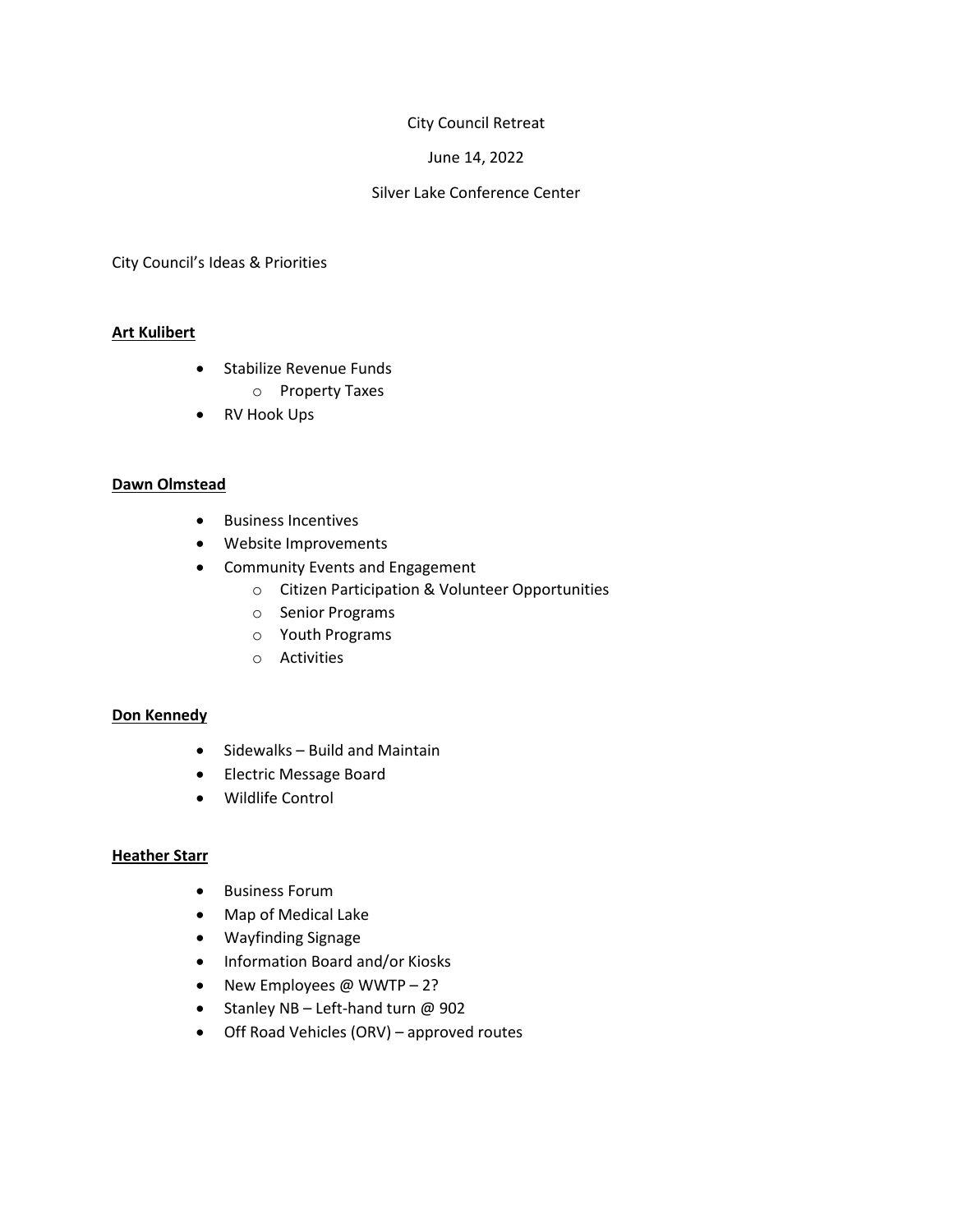City Council Retreat

June 14, 2022

Silver Lake Conference Center

City Council's Ideas & Priorities

**Art Kulibert**

- Stabilize Revenue Funds
    - Property Taxes
- RV Hook Ups

**Dawn Olmstead**

- Business Incentives
- Website Improvements
- Community Events and Engagement
    - Citizen Participation & Volunteer Opportunities
    - Senior Programs
    - Youth Programs
    - Activities

**Don Kennedy**

- Sidewalks – Build and Maintain
- Electric Message Board
- Wildlife Control

**Heather Starr**

- Business Forum
- Map of Medical Lake
- Wayfinding Signage
- Information Board and/or Kiosks
- New Employees @ WWTP – 2?
- Stanley NB – Left-hand turn @ 902
- Off Road Vehicles (ORV) – approved routes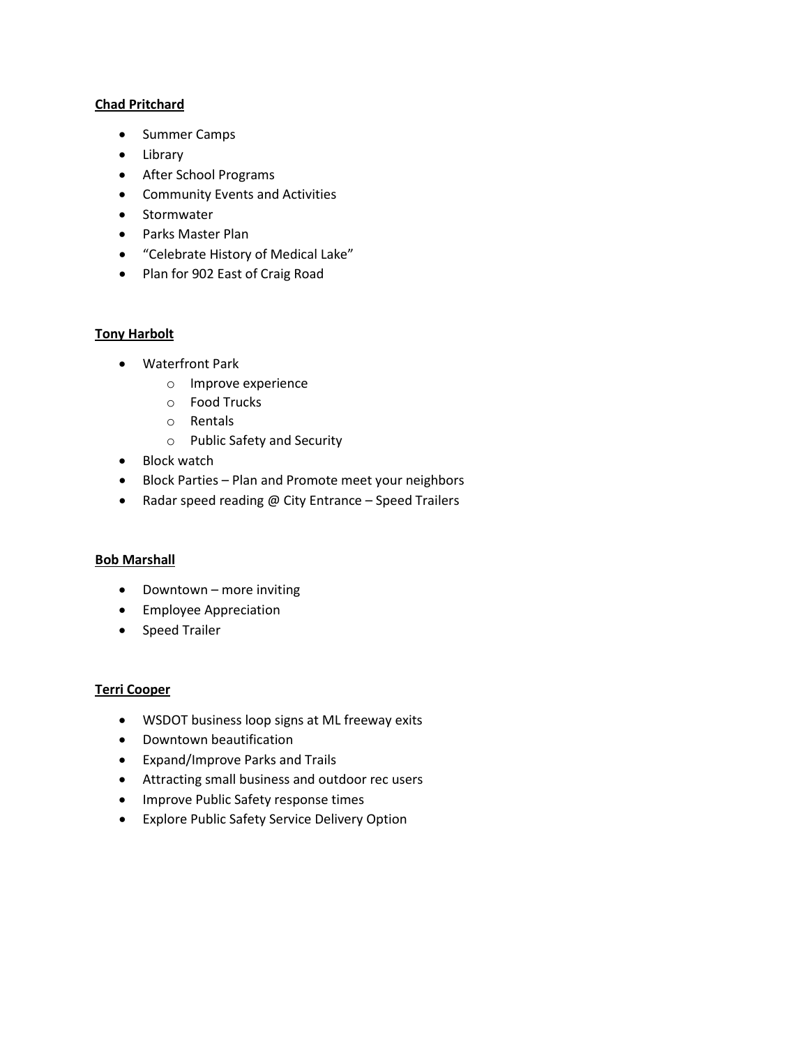**Chad Pritchard**

- Summer Camps
- Library
- After School Programs
- Community Events and Activities
- Stormwater
- Parks Master Plan
- "Celebrate History of Medical Lake"
- Plan for 902 East of Craig Road

**Tony Harbolt**

- Waterfront Park
  - Improve experience
  - Food Trucks
  - Rentals
  - Public Safety and Security
- Block watch
- Block Parties – Plan and Promote meet your neighbors
- Radar speed reading @ City Entrance – Speed Trailers

**Bob Marshall**

- Downtown – more inviting
- Employee Appreciation
- Speed Trailer

**Terri Cooper**

- WSDOT business loop signs at ML freeway exits
- Downtown beautification
- Expand/Improve Parks and Trails
- Attracting small business and outdoor rec users
- Improve Public Safety response times
- Explore Public Safety Service Delivery Option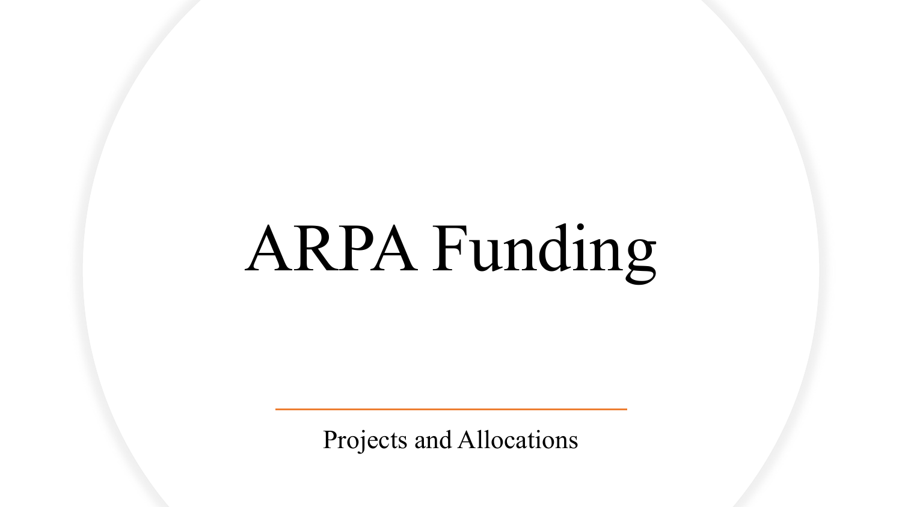# ARPA Funding

Projects and Allocations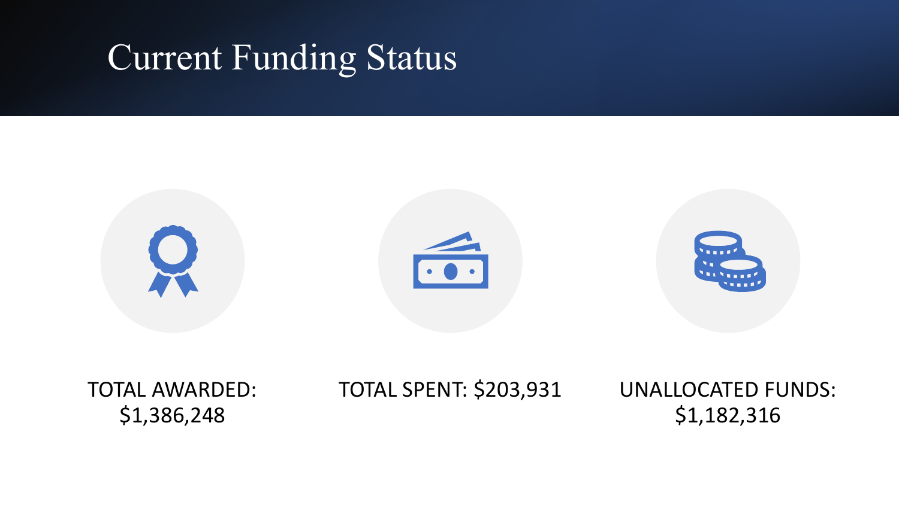# Current Funding Status

TOTAL AWARDED: $1,386,248

TOTAL SPENT: $203,931

UNALLOCATED FUNDS: $1,182,316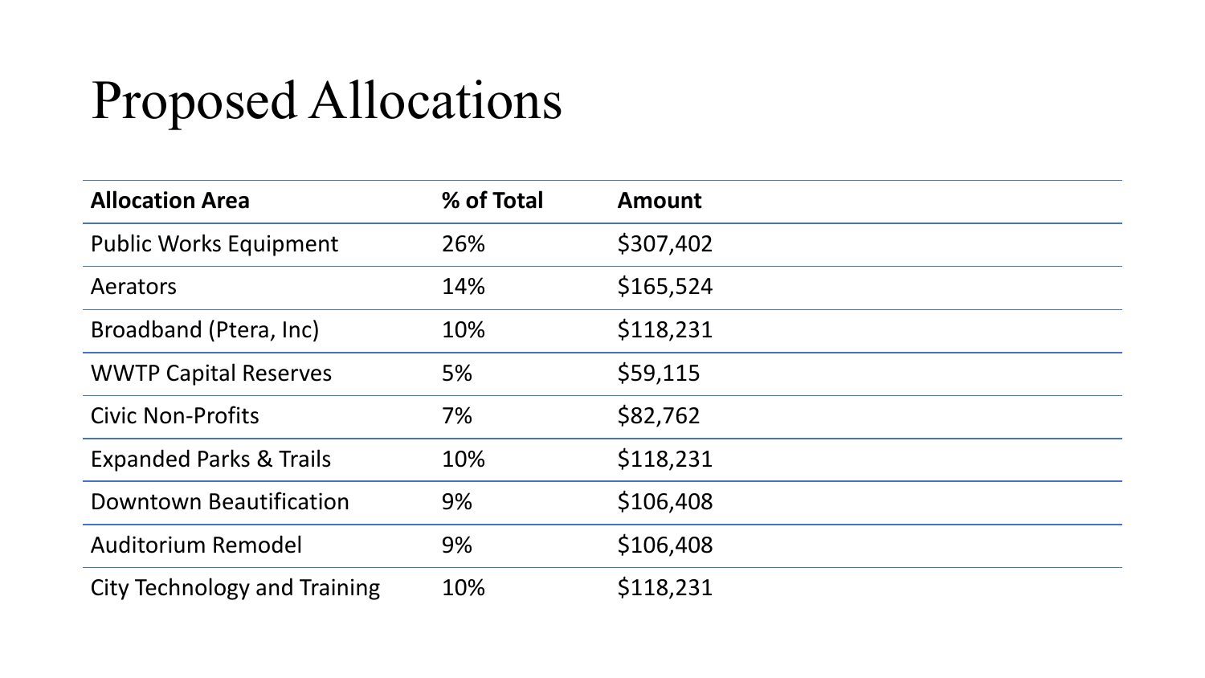# Proposed Allocations

| Allocation Area | % of Total | Amount |
|---|---|---|
| Public Works Equipment | 26% | $307,402 |
| Aerators | 14% | $165,524 |
| Broadband (Ptera, Inc) | 10% | $118,231 |
| WWTP Capital Reserves | 5% | $59,115 |
| Civic Non-Profits | 7% | $82,762 |
| Expanded Parks & Trails | 10% | $118,231 |
| Downtown Beautification | 9% | $106,408 |
| Auditorium Remodel | 9% | $106,408 |
| City Technology and Training | 10% | $118,231 |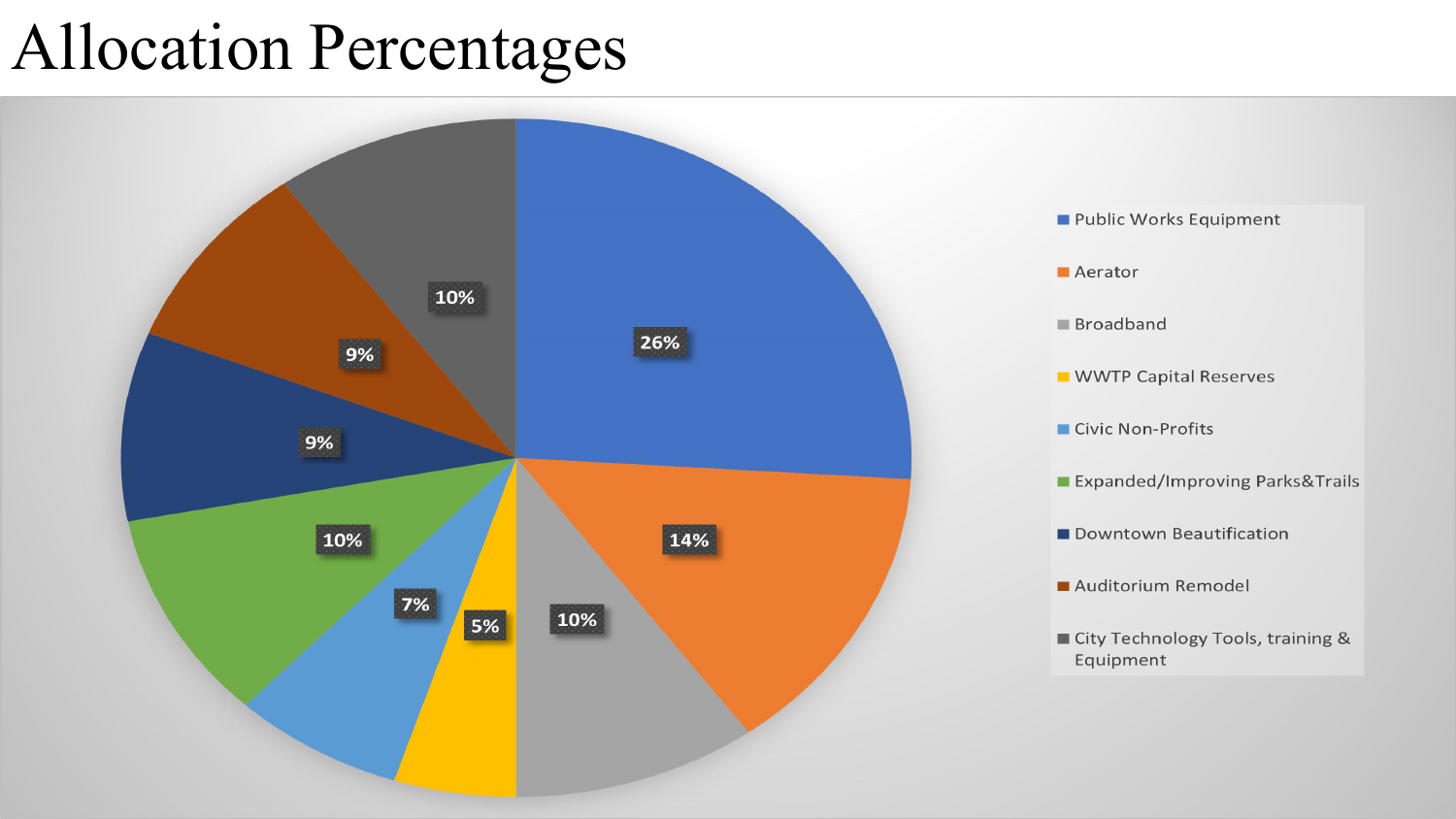# Allocation Percentages

| Category | Percentage |
| --- | --- |
| Public Works Equipment | 26% |
| Aerator | 14% |
| Broadband | 10% |
| WWTP Capital Reserves | 5% |
| Civic Non-Profits | 7% |
| Expanded/Improving Parks&Trails | 10% |
| Downtown Beautification | 9% |
| Auditorium Remodel | 9% |
| City Technology Tools, training & Equipment | 10% |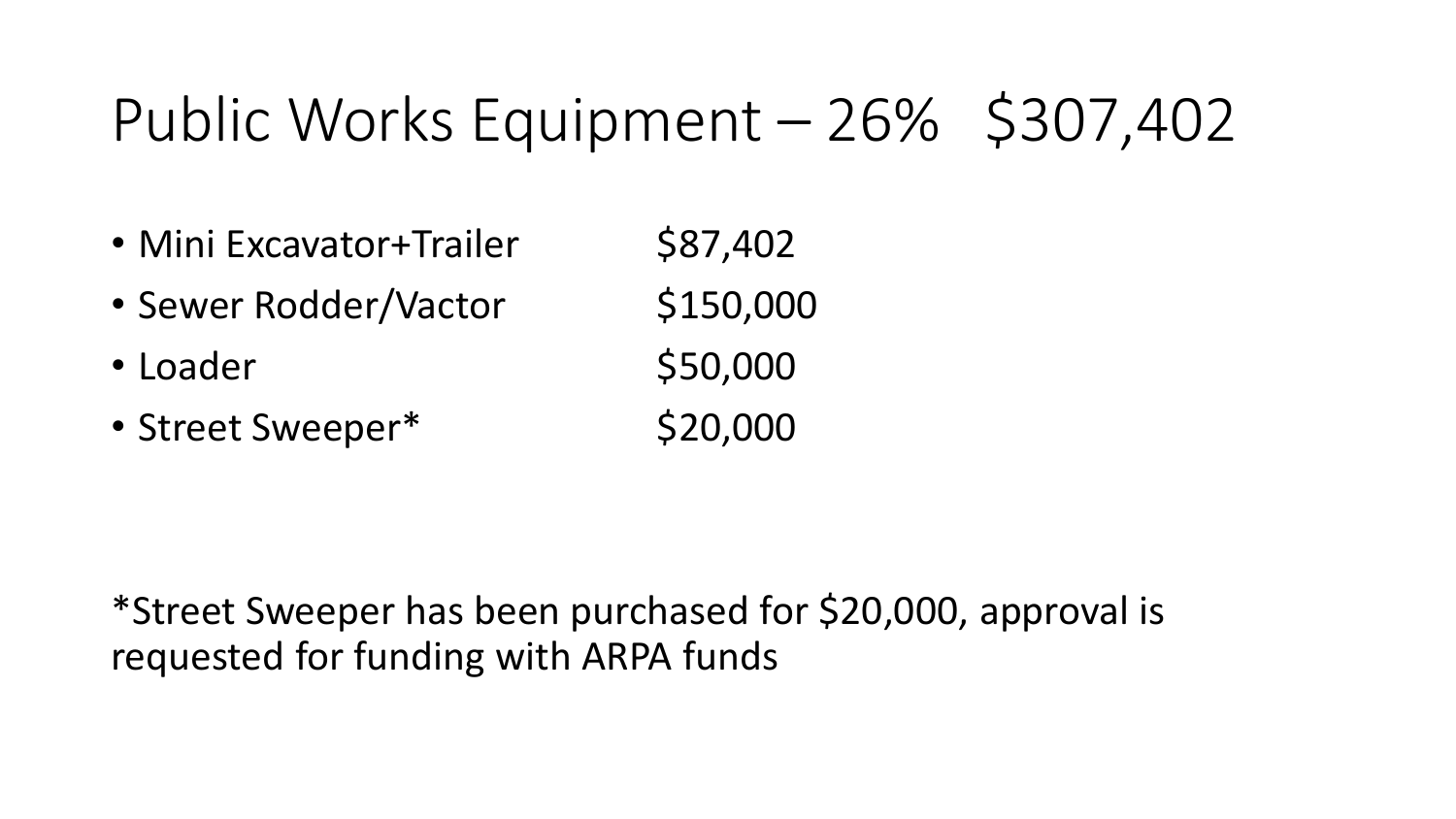# Public Works Equipment – 26% $307,402

- Mini Excavator+Trailer $87,402
- Sewer Rodder/Vactor $150,000
- Loader $50,000
- Street Sweeper* $20,000

*Street Sweeper has been purchased for $20,000, approval is requested for funding with ARPA funds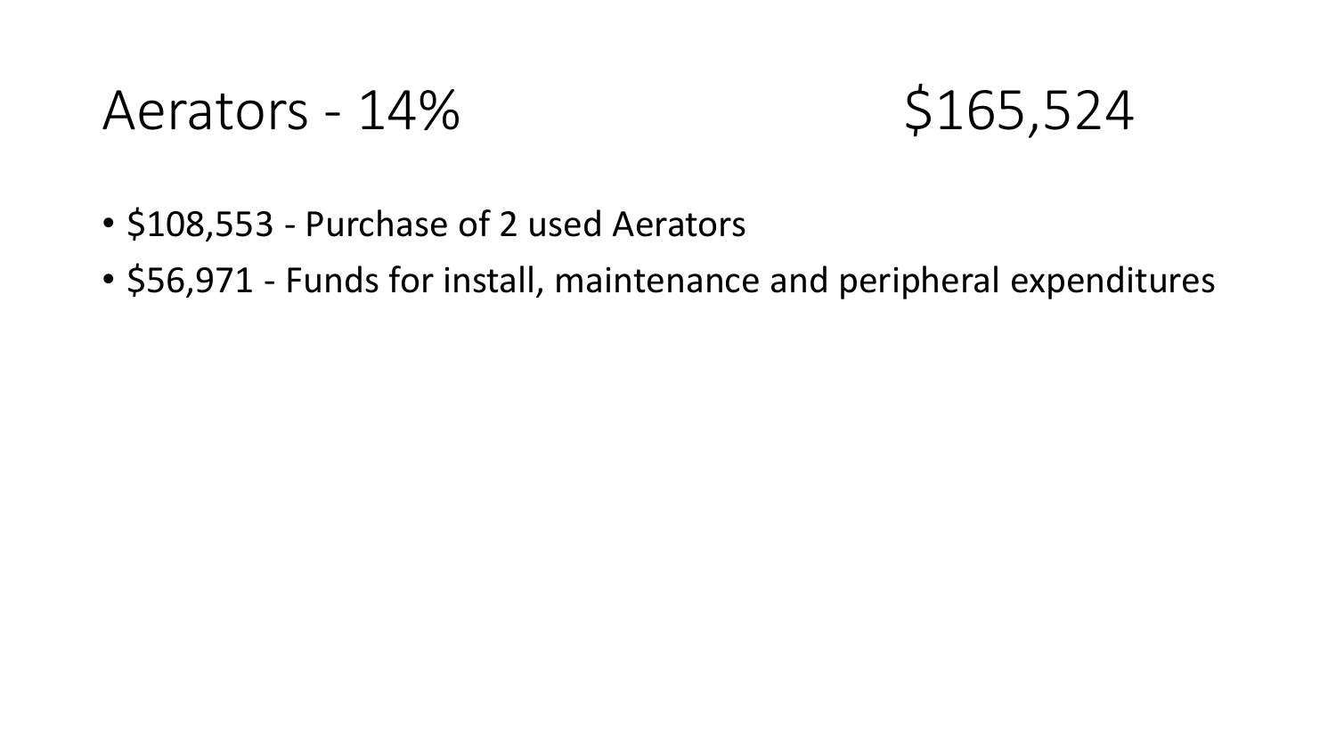# Aerators - 14% $165,524

- $108,553 - Purchase of 2 used Aerators
- $56,971 - Funds for install, maintenance and peripheral expenditures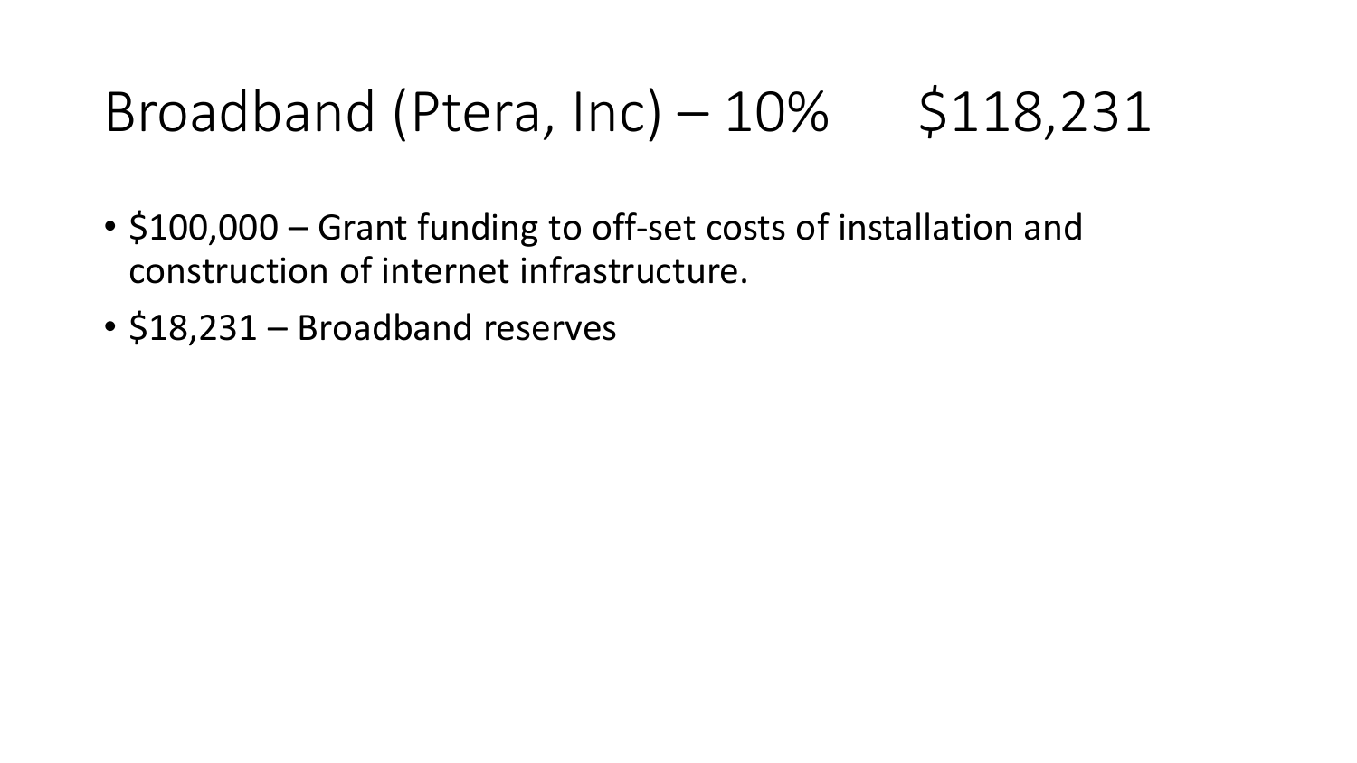# Broadband (Ptera, Inc) – 10% $118,231

- $100,000 – Grant funding to off-set costs of installation and construction of internet infrastructure.
- $18,231 – Broadband reserves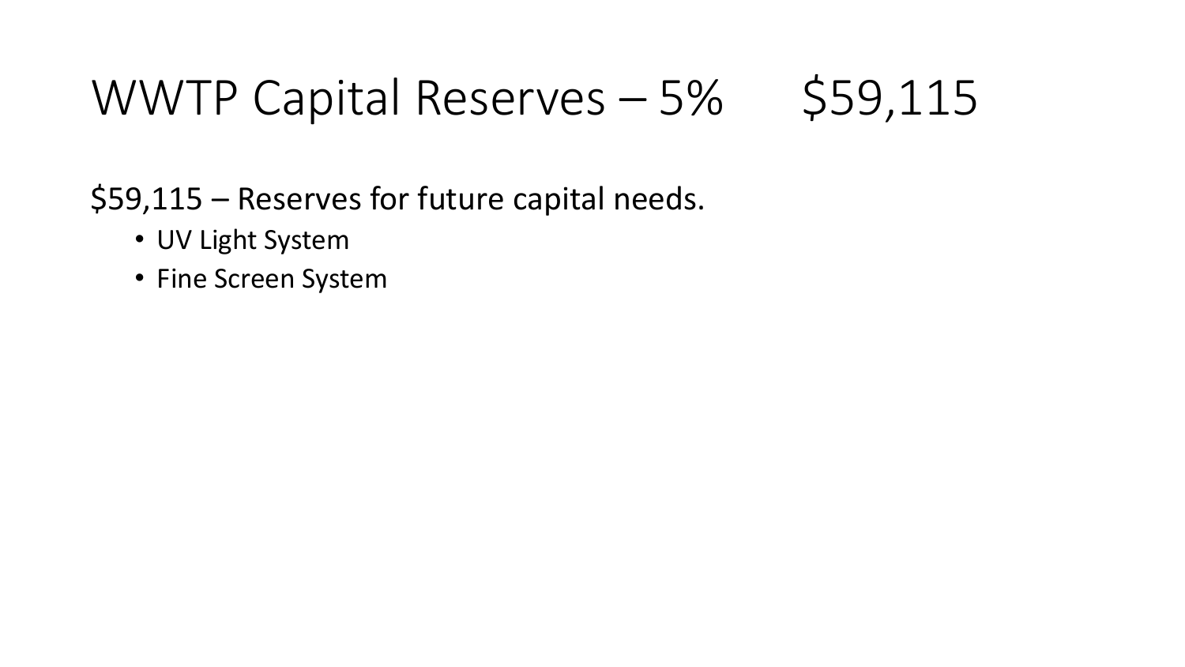# WWTP Capital Reserves – 5% $59,115

$59,115 – Reserves for future capital needs.

- UV Light System
- Fine Screen System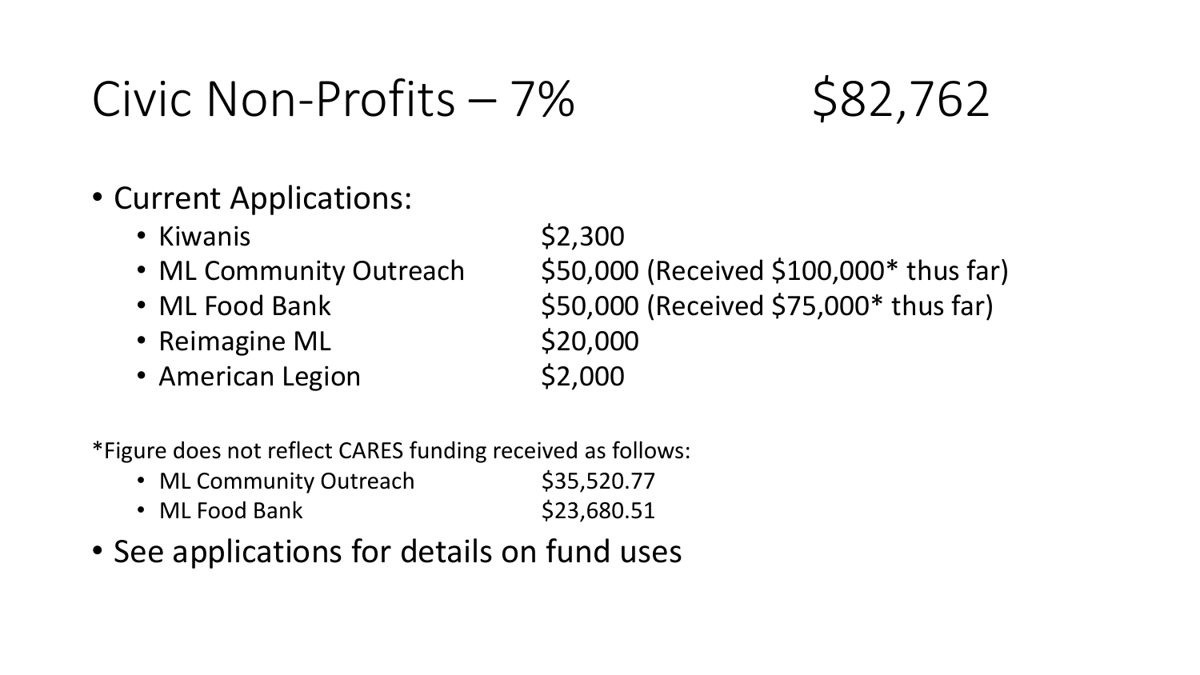# Civic Non-Profits – 7% $82,762

- Current Applications:
  - Kiwanis $2,300
  - ML Community Outreach $50,000 (Received $100,000* thus far)
  - ML Food Bank $50,000 (Received $75,000* thus far)
  - Reimagine ML $20,000
  - American Legion $2,000

*Figure does not reflect CARES funding received as follows:

- ML Community Outreach $35,520.77
- ML Food Bank $23,680.51

- See applications for details on fund uses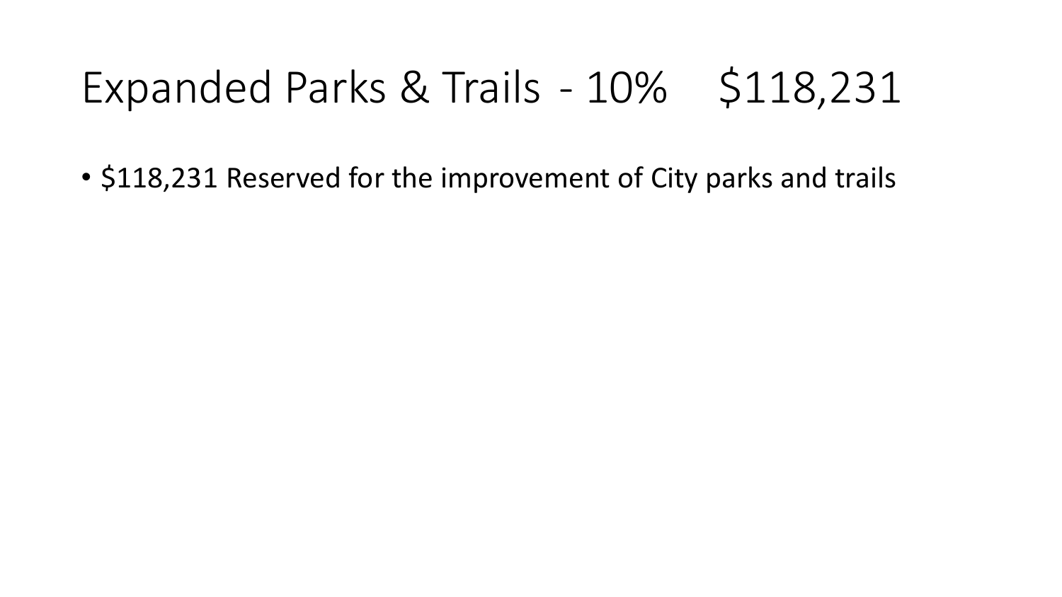# Expanded Parks & Trails - 10% $118,231

- $118,231 Reserved for the improvement of City parks and trails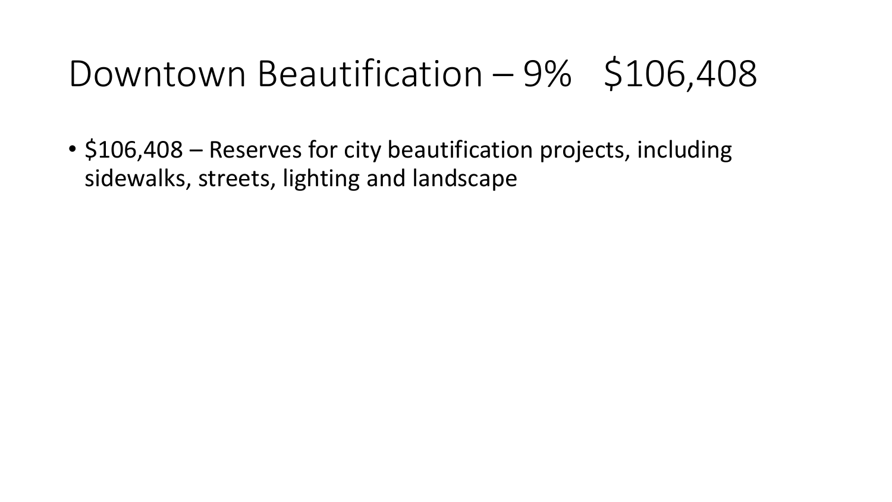# Downtown Beautification – 9% $106,408

- $106,408 – Reserves for city beautification projects, including sidewalks, streets, lighting and landscape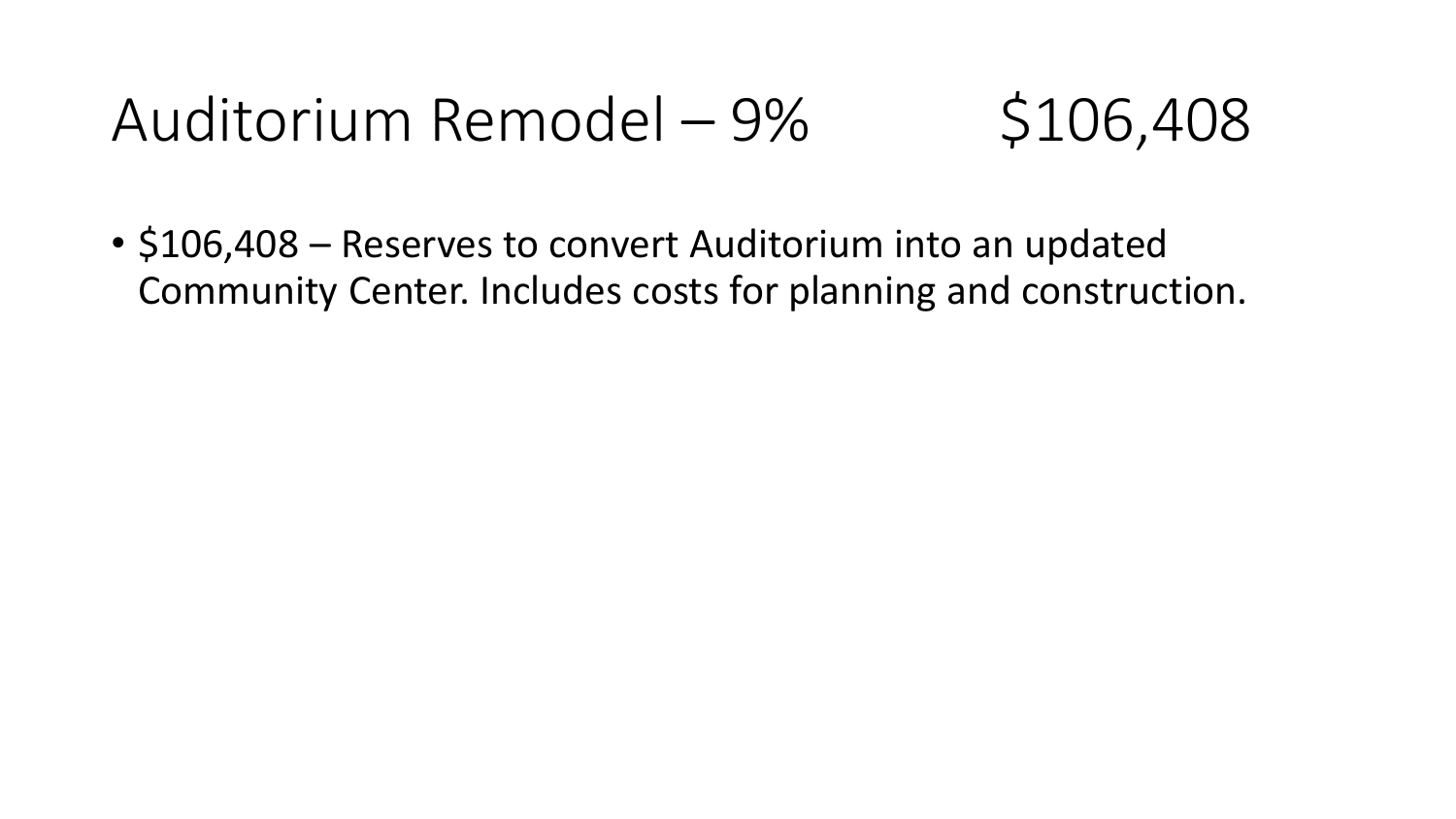# Auditorium Remodel – 9% $106,408

- $106,408 – Reserves to convert Auditorium into an updated Community Center. Includes costs for planning and construction.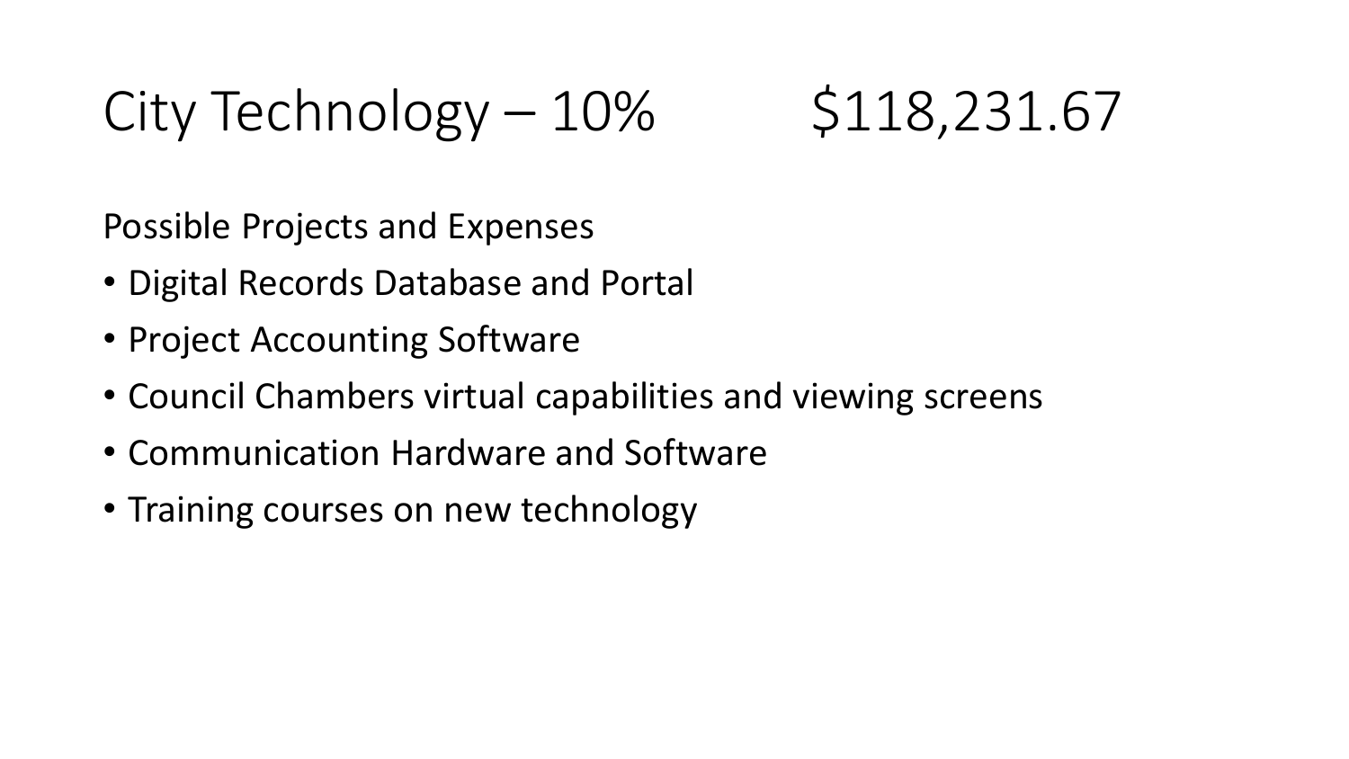# City Technology – 10% $118,231.67

Possible Projects and Expenses

- Digital Records Database and Portal
- Project Accounting Software
- Council Chambers virtual capabilities and viewing screens
- Communication Hardware and Software
- Training courses on new technology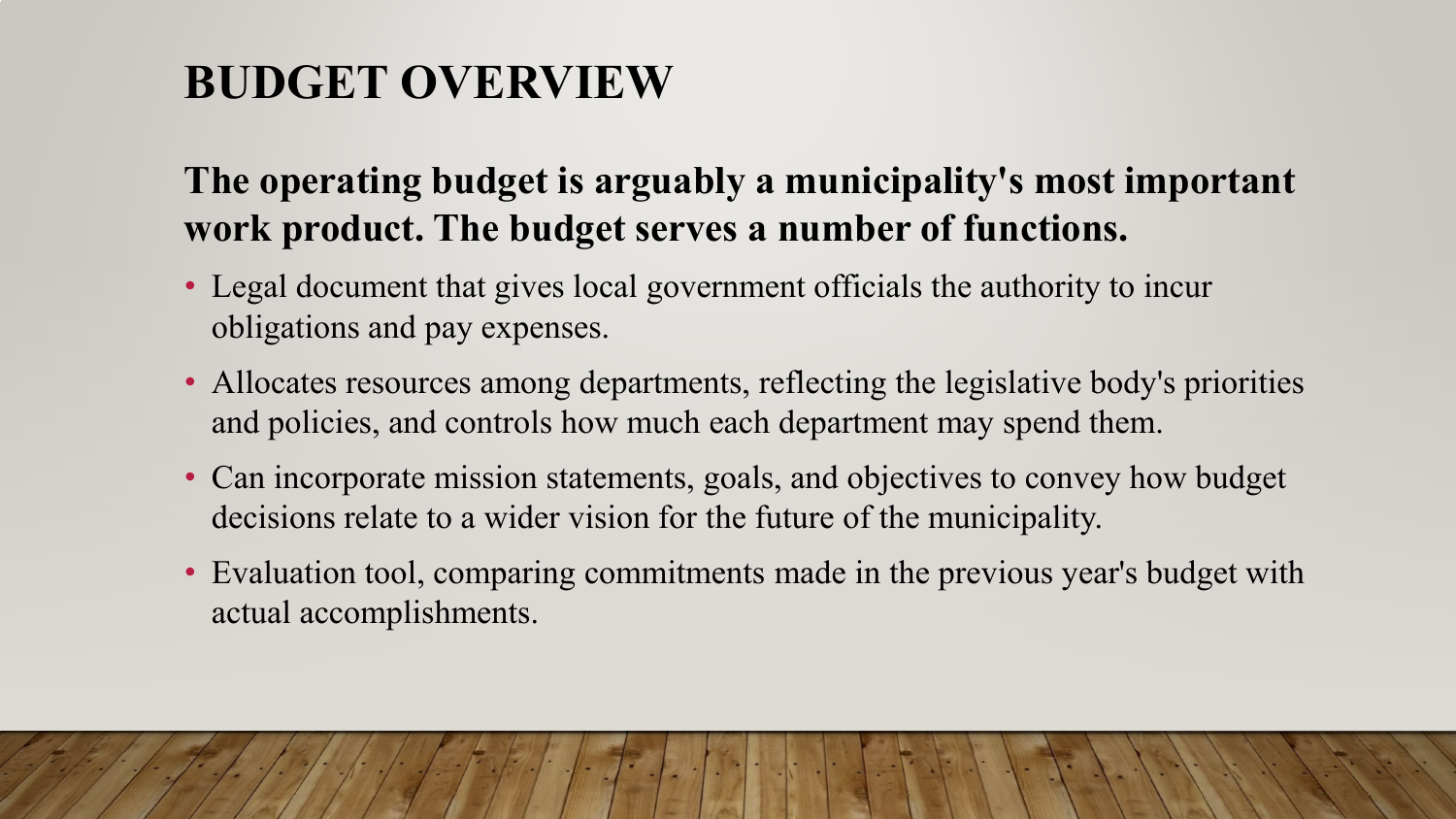# BUDGET OVERVIEW

**The operating budget is arguably a municipality's most important work product. The budget serves a number of functions.**

- Legal document that gives local government officials the authority to incur obligations and pay expenses.
- Allocates resources among departments, reflecting the legislative body's priorities and policies, and controls how much each department may spend them.
- Can incorporate mission statements, goals, and objectives to convey how budget decisions relate to a wider vision for the future of the municipality.
- Evaluation tool, comparing commitments made in the previous year's budget with actual accomplishments.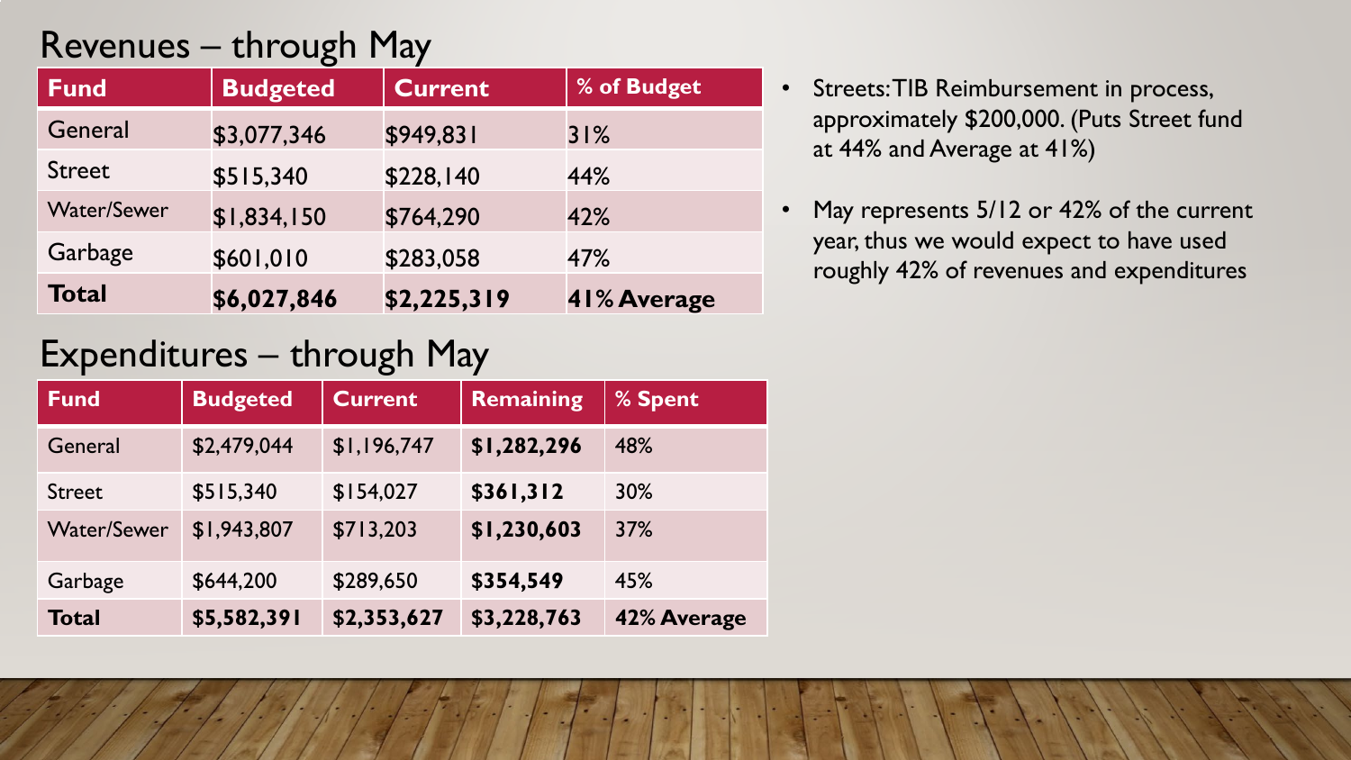## Revenues – through May

| Fund | Budgeted | Current | % of Budget |
|---|---|---|---|
| General | $3,077,346 | $949,831 | 31% |
| Street | $515,340 | $228,140 | 44% |
| Water/Sewer | $1,834,150 | $764,290 | 42% |
| Garbage | $601,010 | $283,058 | 47% |
| **Total** | **$6,027,846** | **$2,225,319** | **41% Average** |

## Expenditures – through May

| Fund | Budgeted | Current | Remaining | % Spent |
|---|---|---|---|---|
| General | $2,479,044 | $1,196,747 | **$1,282,296** | 48% |
| Street | $515,340 | $154,027 | **$361,312** | 30% |
| Water/Sewer | $1,943,807 | $713,203 | **$1,230,603** | 37% |
| Garbage | $644,200 | $289,650 | **$354,549** | 45% |
| **Total** | **$5,582,391** | **$2,353,627** | **$3,228,763** | **42% Average** |

- Streets: TIB Reimbursement in process, approximately $200,000. (Puts Street fund at 44% and Average at 41%)
- May represents 5/12 or 42% of the current year, thus we would expect to have used roughly 42% of revenues and expenditures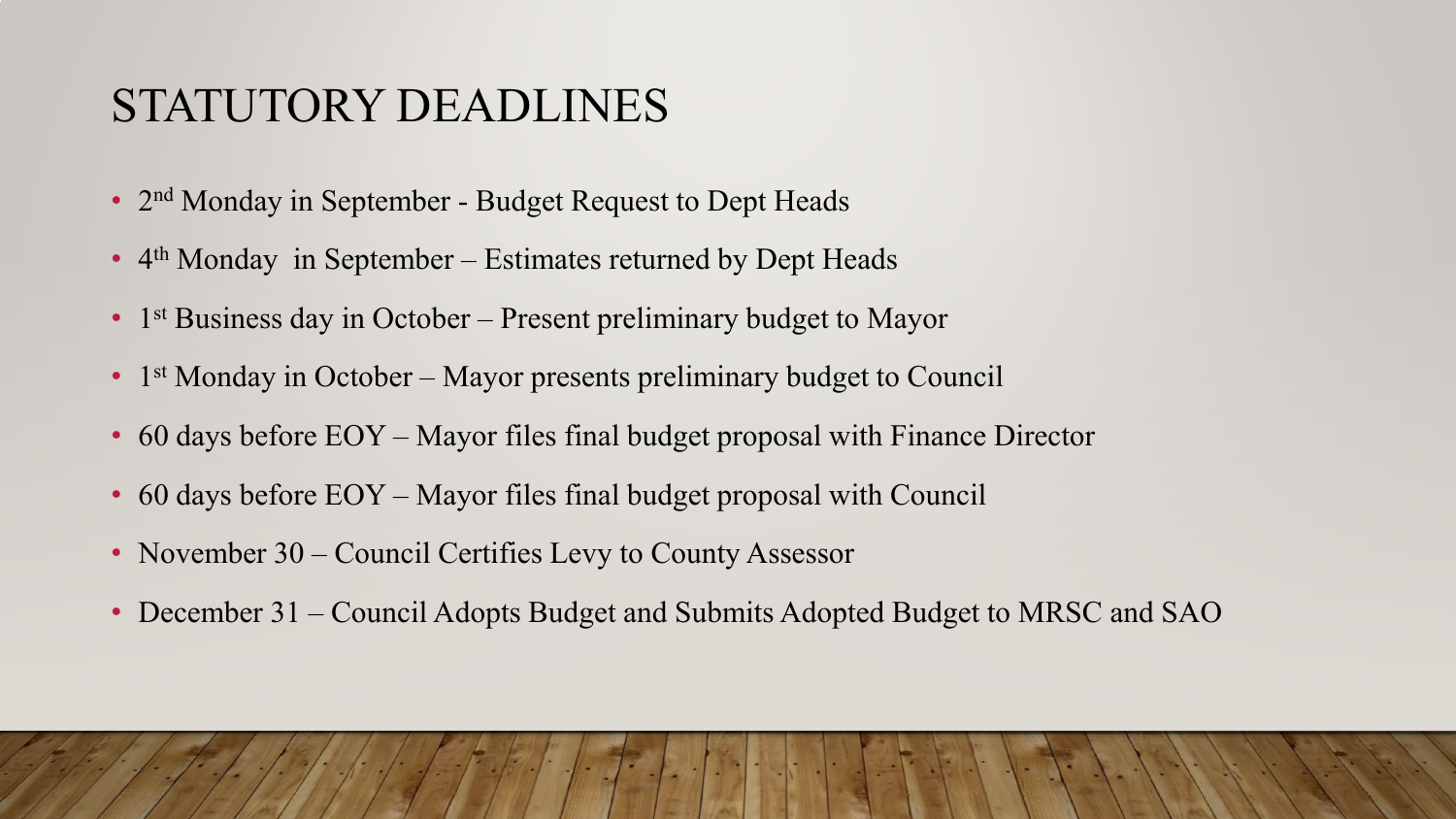# STATUTORY DEADLINES

- 2nd Monday in September - Budget Request to Dept Heads
- 4th Monday in September – Estimates returned by Dept Heads
- 1st Business day in October – Present preliminary budget to Mayor
- 1st Monday in October – Mayor presents preliminary budget to Council
- 60 days before EOY – Mayor files final budget proposal with Finance Director
- 60 days before EOY – Mayor files final budget proposal with Council
- November 30 – Council Certifies Levy to County Assessor
- December 31 – Council Adopts Budget and Submits Adopted Budget to MRSC and SAO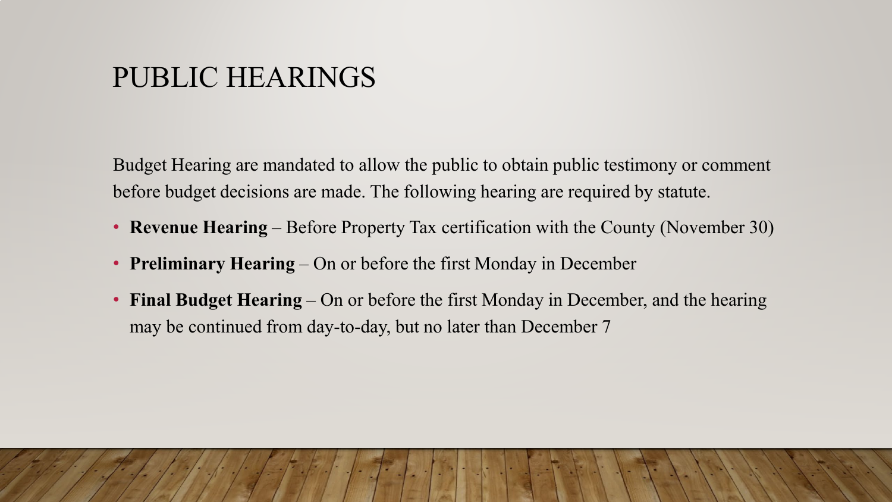# PUBLIC HEARINGS

Budget Hearing are mandated to allow the public to obtain public testimony or comment before budget decisions are made. The following hearing are required by statute.

- **Revenue Hearing** – Before Property Tax certification with the County (November 30)
- **Preliminary Hearing** – On or before the first Monday in December
- **Final Budget Hearing** – On or before the first Monday in December, and the hearing may be continued from day-to-day, but no later than December 7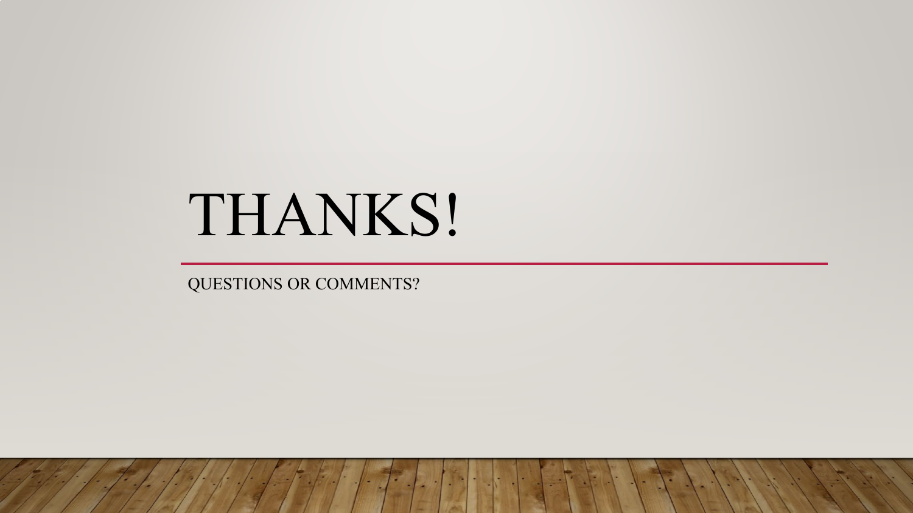# THANKS!

QUESTIONS OR COMMENTS?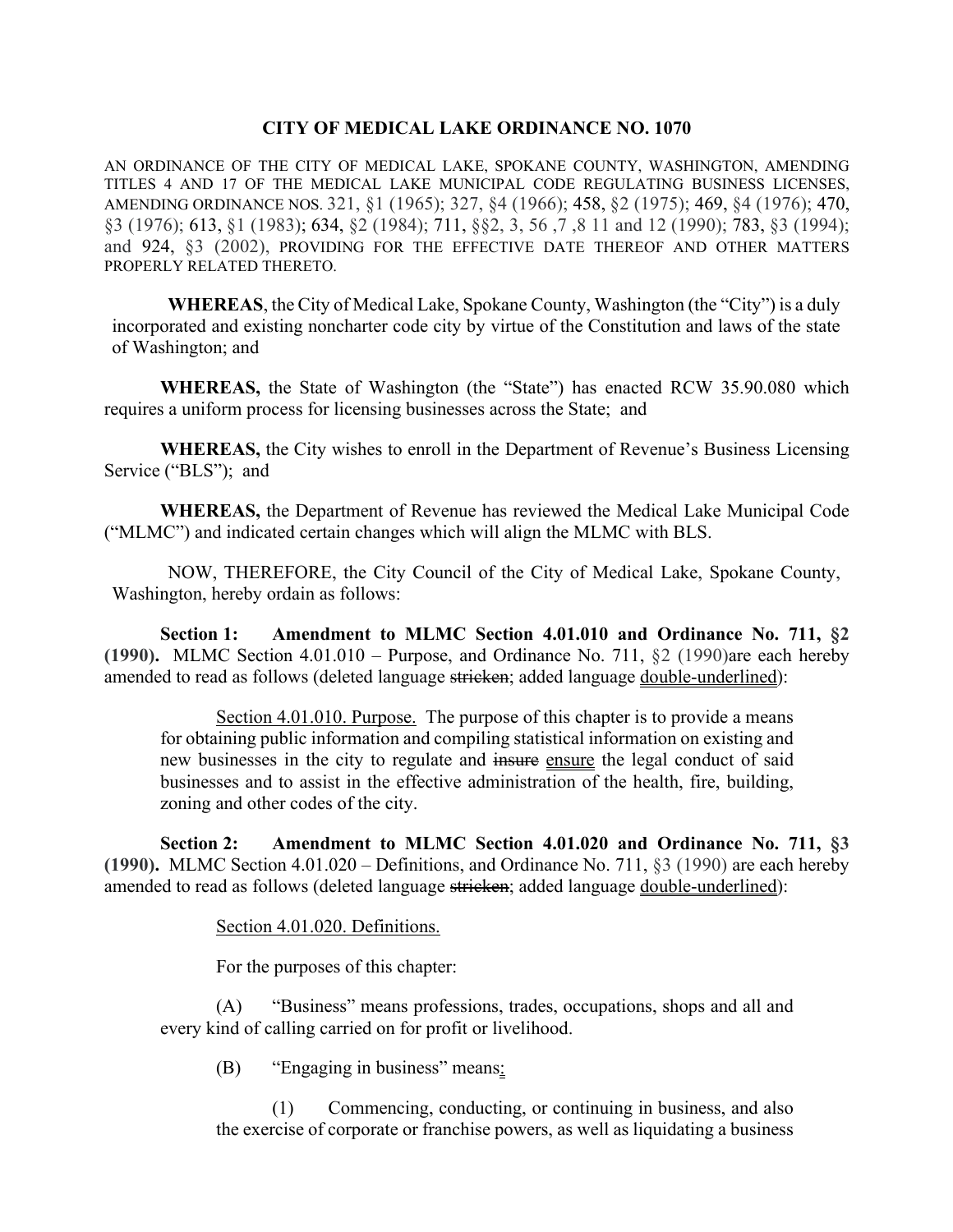# CITY OF MEDICAL LAKE ORDINANCE NO. 1070

AN ORDINANCE OF THE CITY OF MEDICAL LAKE, SPOKANE COUNTY, WASHINGTON, AMENDING TITLES 4 AND 17 OF THE MEDICAL LAKE MUNICIPAL CODE REGULATING BUSINESS LICENSES, AMENDING ORDINANCE NOS. 321, §1 (1965); 327, §4 (1966); 458, §2 (1975); 469, §4 (1976); 470, §3 (1976); 613, §1 (1983); 634, §2 (1984); 711, §§2, 3, 56 ,7 ,8 11 and 12 (1990); 783, §3 (1994); and 924, §3 (2002), PROVIDING FOR THE EFFECTIVE DATE THEREOF AND OTHER MATTERS PROPERLY RELATED THERETO.

**WHEREAS**, the City of Medical Lake, Spokane County, Washington (the "City") is a duly incorporated and existing noncharter code city by virtue of the Constitution and laws of the state of Washington; and

**WHEREAS,** the State of Washington (the "State") has enacted RCW 35.90.080 which requires a uniform process for licensing businesses across the State; and

**WHEREAS,** the City wishes to enroll in the Department of Revenue's Business Licensing Service ("BLS"); and

**WHEREAS,** the Department of Revenue has reviewed the Medical Lake Municipal Code ("MLMC") and indicated certain changes which will align the MLMC with BLS.

NOW, THEREFORE, the City Council of the City of Medical Lake, Spokane County, Washington, hereby ordain as follows:

**Section 1: Amendment to MLMC Section 4.01.010 and Ordinance No. 711, §2 (1990).** MLMC Section 4.01.010 – Purpose, and Ordinance No. 711, §2 (1990)are each hereby amended to read as follows (deleted language ~~stricken~~; added language <u>double-underlined</u>):

> <u>Section 4.01.010. Purpose.</u> The purpose of this chapter is to provide a means for obtaining public information and compiling statistical information on existing and new businesses in the city to regulate and ~~insure~~ <u>ensure</u> the legal conduct of said businesses and to assist in the effective administration of the health, fire, building, zoning and other codes of the city.

**Section 2: Amendment to MLMC Section 4.01.020 and Ordinance No. 711, §3 (1990).** MLMC Section 4.01.020 – Definitions, and Ordinance No. 711, §3 (1990) are each hereby amended to read as follows (deleted language ~~stricken~~; added language <u>double-underlined</u>):

> <u>Section 4.01.020. Definitions.</u>
>
> For the purposes of this chapter:
>
> (A) "Business" means professions, trades, occupations, shops and all and every kind of calling carried on for profit or livelihood.
>
> (B) "Engaging in business" means<u>:</u>
>
> (1) Commencing, conducting, or continuing in business, and also the exercise of corporate or franchise powers, as well as liquidating a business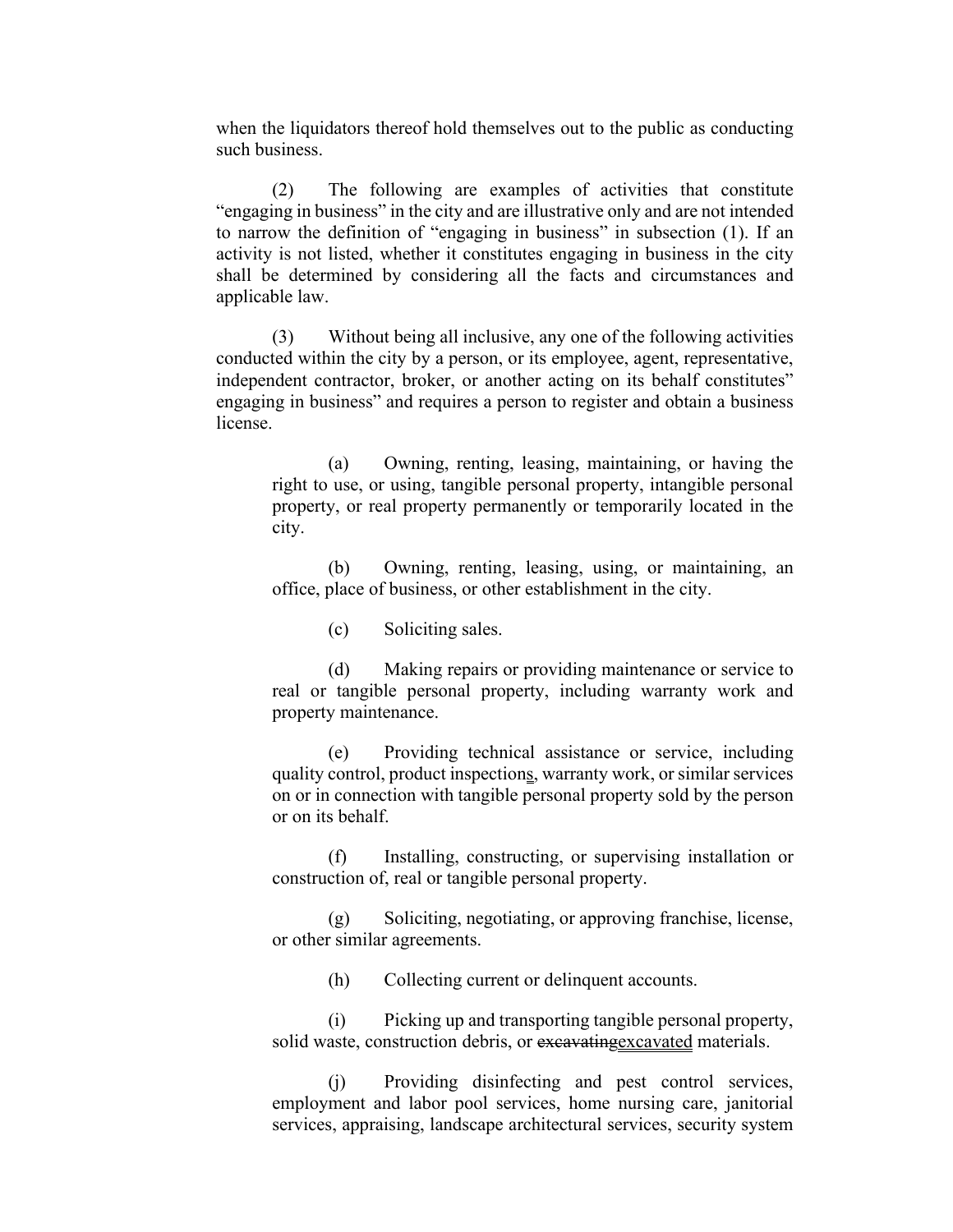when the liquidators thereof hold themselves out to the public as conducting such business.

(2) The following are examples of activities that constitute "engaging in business" in the city and are illustrative only and are not intended to narrow the definition of "engaging in business" in subsection (1). If an activity is not listed, whether it constitutes engaging in business in the city shall be determined by considering all the facts and circumstances and applicable law.

(3) Without being all inclusive, any one of the following activities conducted within the city by a person, or its employee, agent, representative, independent contractor, broker, or another acting on its behalf constitutes" engaging in business" and requires a person to register and obtain a business license.

> (a) Owning, renting, leasing, maintaining, or having the right to use, or using, tangible personal property, intangible personal property, or real property permanently or temporarily located in the city.
>
> (b) Owning, renting, leasing, using, or maintaining, an office, place of business, or other establishment in the city.
>
> (c) Soliciting sales.
>
> (d) Making repairs or providing maintenance or service to real or tangible personal property, including warranty work and property maintenance.
>
> (e) Providing technical assistance or service, including quality control, product inspections, warranty work, or similar services on or in connection with tangible personal property sold by the person or on its behalf.
>
> (f) Installing, constructing, or supervising installation or construction of, real or tangible personal property.
>
> (g) Soliciting, negotiating, or approving franchise, license, or other similar agreements.
>
> (h) Collecting current or delinquent accounts.
>
> (i) Picking up and transporting tangible personal property, solid waste, construction debris, or ~~excavating~~excavated materials.
>
> (j) Providing disinfecting and pest control services, employment and labor pool services, home nursing care, janitorial services, appraising, landscape architectural services, security system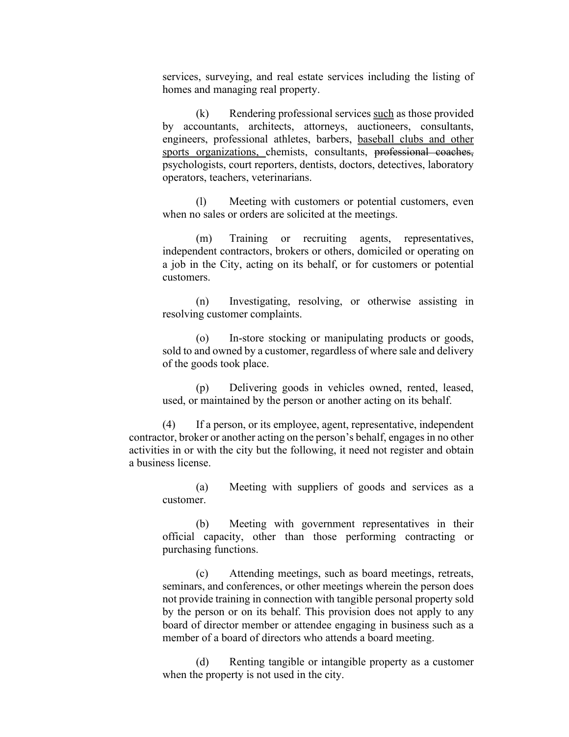services, surveying, and real estate services including the listing of homes and managing real property.

(k) Rendering professional services <u>such</u> as those provided by accountants, architects, attorneys, auctioneers, consultants, engineers, professional athletes, barbers, <u>baseball clubs and other sports organizations,</u> chemists, consultants, ~~professional coaches,~~ psychologists, court reporters, dentists, doctors, detectives, laboratory operators, teachers, veterinarians.

(l) Meeting with customers or potential customers, even when no sales or orders are solicited at the meetings.

(m) Training or recruiting agents, representatives, independent contractors, brokers or others, domiciled or operating on a job in the City, acting on its behalf, or for customers or potential customers.

(n) Investigating, resolving, or otherwise assisting in resolving customer complaints.

(o) In-store stocking or manipulating products or goods, sold to and owned by a customer, regardless of where sale and delivery of the goods took place.

(p) Delivering goods in vehicles owned, rented, leased, used, or maintained by the person or another acting on its behalf.

(4) If a person, or its employee, agent, representative, independent contractor, broker or another acting on the person's behalf, engages in no other activities in or with the city but the following, it need not register and obtain a business license.

(a) Meeting with suppliers of goods and services as a customer.

(b) Meeting with government representatives in their official capacity, other than those performing contracting or purchasing functions.

(c) Attending meetings, such as board meetings, retreats, seminars, and conferences, or other meetings wherein the person does not provide training in connection with tangible personal property sold by the person or on its behalf. This provision does not apply to any board of director member or attendee engaging in business such as a member of a board of directors who attends a board meeting.

(d) Renting tangible or intangible property as a customer when the property is not used in the city.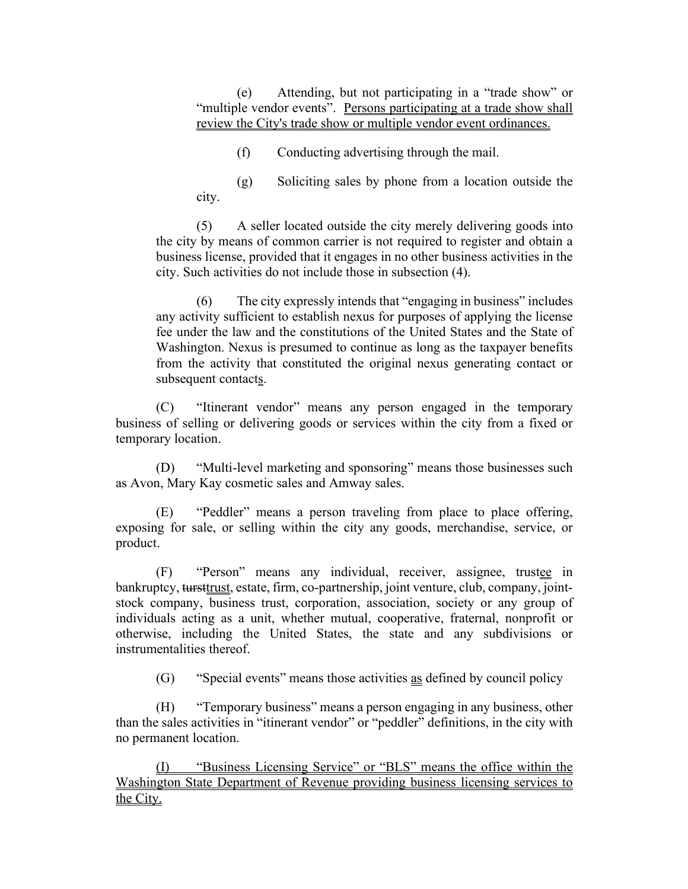(e) Attending, but not participating in a "trade show" or "multiple vendor events". <u>Persons participating at a trade show shall review the City's trade show or multiple vendor event ordinances.</u>

(f) Conducting advertising through the mail.

(g) Soliciting sales by phone from a location outside the city.

(5) A seller located outside the city merely delivering goods into the city by means of common carrier is not required to register and obtain a business license, provided that it engages in no other business activities in the city. Such activities do not include those in subsection (4).

(6) The city expressly intends that "engaging in business" includes any activity sufficient to establish nexus for purposes of applying the license fee under the law and the constitutions of the United States and the State of Washington. Nexus is presumed to continue as long as the taxpayer benefits from the activity that constituted the original nexus generating contact or subsequent contact<u>s</u>.

(C) "Itinerant vendor" means any person engaged in the temporary business of selling or delivering goods or services within the city from a fixed or temporary location.

(D) "Multi-level marketing and sponsoring" means those businesses such as Avon, Mary Kay cosmetic sales and Amway sales.

(E) "Peddler" means a person traveling from place to place offering, exposing for sale, or selling within the city any goods, merchandise, service, or product.

(F) "Person" means any individual, receiver, assignee, trust<u>ee</u> in bankruptcy, ~~turst~~<u>trust</u>, estate, firm, co-partnership, joint venture, club, company, joint-stock company, business trust, corporation, association, society or any group of individuals acting as a unit, whether mutual, cooperative, fraternal, nonprofit or otherwise, including the United States, the state and any subdivisions or instrumentalities thereof.

(G) "Special events" means those activities <u>as</u> defined by council policy

(H) "Temporary business" means a person engaging in any business, other than the sales activities in "itinerant vendor" or "peddler" definitions, in the city with no permanent location.

<u>(I) "Business Licensing Service" or "BLS" means the office within the Washington State Department of Revenue providing business licensing services to the City.</u>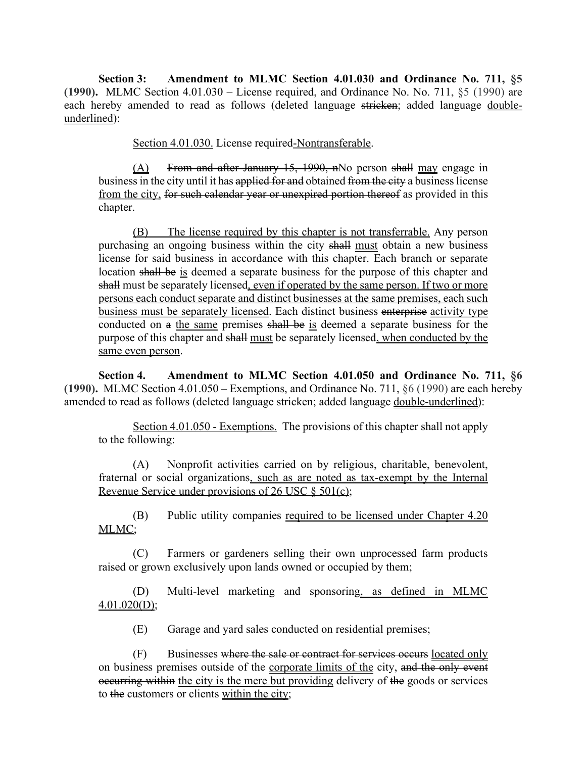**Section 3: Amendment to MLMC Section 4.01.030 and Ordinance No. 711, §5 (1990).** MLMC Section 4.01.030 – License required, and Ordinance No. No. 711, §5 (1990) are each hereby amended to read as follows (deleted language ~~stricken~~; added language <u>double-underlined</u>):

> <u>Section 4.01.030.</u> License required<u>-Nontransferable</u>.
>
> <u>(A)</u> ~~From and after January 15, 1990, n~~No person ~~shall~~ <u>may</u> engage in business in the city until it has ~~applied for and~~ obtained ~~from the city~~ a business license <u>from the city,</u> ~~for such calendar year or unexpired portion thereof~~ as provided in this chapter.
>
> <u>(B) The license required by this chapter is not transferrable.</u> Any person purchasing an ongoing business within the city ~~shall~~ <u>must</u> obtain a new business license for said business in accordance with this chapter. Each branch or separate location ~~shall be~~ <u>is</u> deemed a separate business for the purpose of this chapter and ~~shall~~ must be separately licensed<u>, even if operated by the same person. If two or more persons each conduct separate and distinct businesses at the same premises, each such business must be separately licensed</u>. Each distinct business ~~enterprise~~ <u>activity type</u> conducted on ~~a~~ <u>the same</u> premises ~~shall be~~ <u>is</u> deemed a separate business for the purpose of this chapter and ~~shall~~ <u>must</u> be separately licensed<u>, when conducted by the same even person</u>.

**Section 4. Amendment to MLMC Section 4.01.050 and Ordinance No. 711, §6 (1990).** MLMC Section 4.01.050 – Exemptions, and Ordinance No. 711, §6 (1990) are each hereby amended to read as follows (deleted language ~~stricken~~; added language <u>double-underlined</u>):

> <u>Section 4.01.050 - Exemptions.</u> The provisions of this chapter shall not apply to the following:
>
> (A) Nonprofit activities carried on by religious, charitable, benevolent, fraternal or social organizations<u>, such as are noted as tax-exempt by the Internal Revenue Service under provisions of 26 USC § 501(c)</u>;
>
> (B) Public utility companies <u>required to be licensed under Chapter 4.20 MLMC</u>;
>
> (C) Farmers or gardeners selling their own unprocessed farm products raised or grown exclusively upon lands owned or occupied by them;
>
> (D) Multi-level marketing and sponsoring<u>, as defined in MLMC 4.01.020(D)</u>;
>
> (E) Garage and yard sales conducted on residential premises;
>
> (F) Businesses ~~where the sale or contract for services occurs~~ <u>located only</u> on business premises outside of the <u>corporate limits of the</u> city, ~~and the only event occurring within~~ <u>the city is the mere but providing</u> delivery of ~~the~~ goods or services to ~~the~~ customers or clients <u>within the city</u>;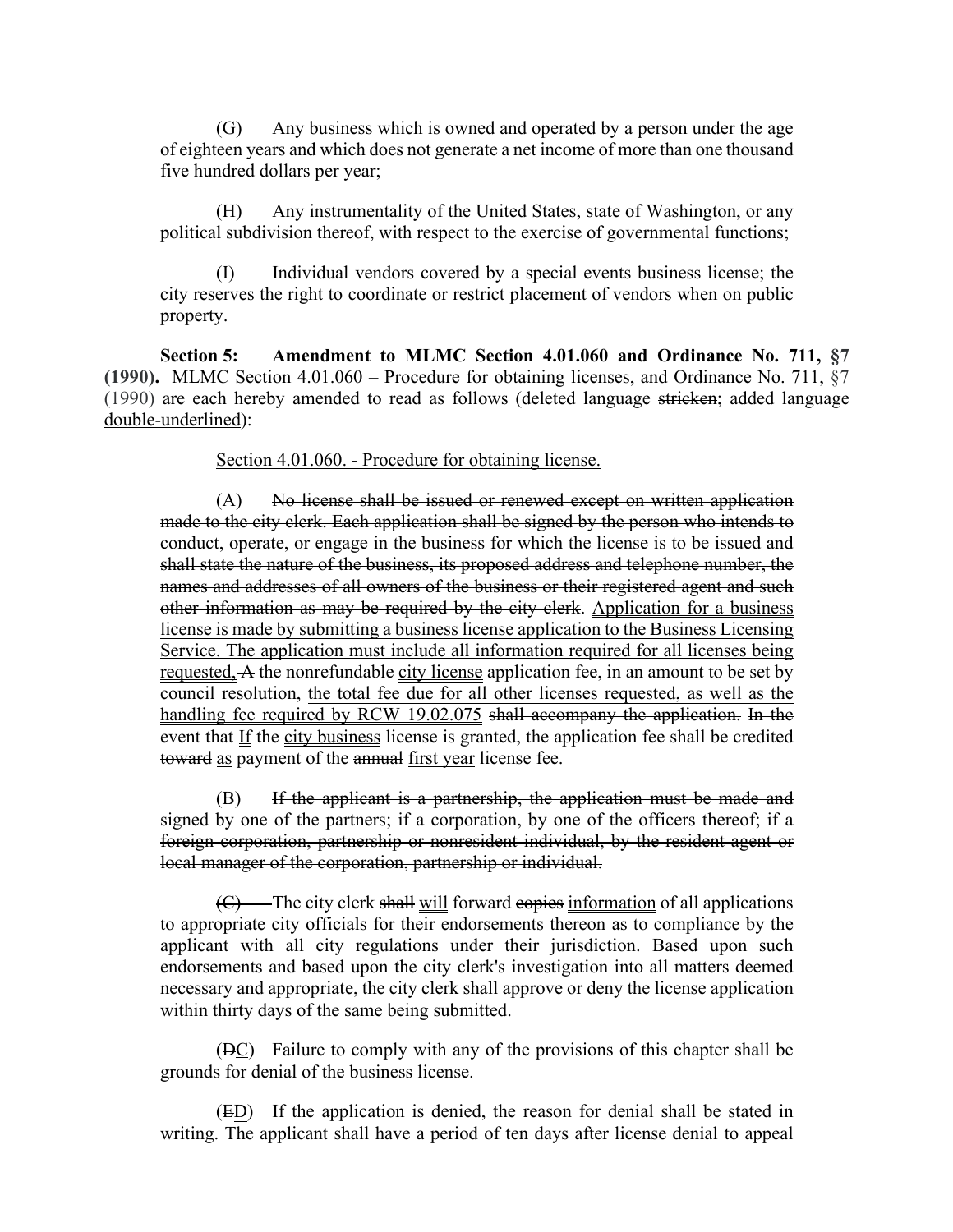(G) Any business which is owned and operated by a person under the age of eighteen years and which does not generate a net income of more than one thousand five hundred dollars per year;

(H) Any instrumentality of the United States, state of Washington, or any political subdivision thereof, with respect to the exercise of governmental functions;

(I) Individual vendors covered by a special events business license; the city reserves the right to coordinate or restrict placement of vendors when on public property.

**Section 5: Amendment to MLMC Section 4.01.060 and Ordinance No. 711, §7 (1990).** MLMC Section 4.01.060 – Procedure for obtaining licenses, and Ordinance No. 711, §7 (1990) are each hereby amended to read as follows (deleted language ~~stricken~~; added language <u>double-underlined</u>):

<u>Section 4.01.060. - Procedure for obtaining license.</u>

(A) ~~No license shall be issued or renewed except on written application made to the city clerk. Each application shall be signed by the person who intends to conduct, operate, or engage in the business for which the license is to be issued and shall state the nature of the business, its proposed address and telephone number, the names and addresses of all owners of the business or their registered agent and such other information as may be required by the city clerk~~. <u>Application for a business license is made by submitting a business license application to the Business Licensing Service. The application must include all information required for all licenses being requested,</u> ~~A~~ the nonrefundable <u>city license</u> application fee, in an amount to be set by council resolution, <u>the total fee due for all other licenses requested, as well as the handling fee required by RCW 19.02.075</u> ~~shall accompany the application. In the event that~~ <u>If</u> the <u>city business</u> license is granted, the application fee shall be credited ~~toward~~ <u>as</u> payment of the ~~annual~~ <u>first year</u> license fee.

(B) ~~If the applicant is a partnership, the application must be made and signed by one of the partners; if a corporation, by one of the officers thereof; if a foreign corporation, partnership or nonresident individual, by the resident agent or local manager of the corporation, partnership or individual.~~

~~(C)~~ The city clerk ~~shall~~ <u>will</u> forward ~~copies~~ <u>information</u> of all applications to appropriate city officials for their endorsements thereon as to compliance by the applicant with all city regulations under their jurisdiction. Based upon such endorsements and based upon the city clerk's investigation into all matters deemed necessary and appropriate, the city clerk shall approve or deny the license application within thirty days of the same being submitted.

(~~D~~<u>C</u>) Failure to comply with any of the provisions of this chapter shall be grounds for denial of the business license.

(~~E~~<u>D</u>) If the application is denied, the reason for denial shall be stated in writing. The applicant shall have a period of ten days after license denial to appeal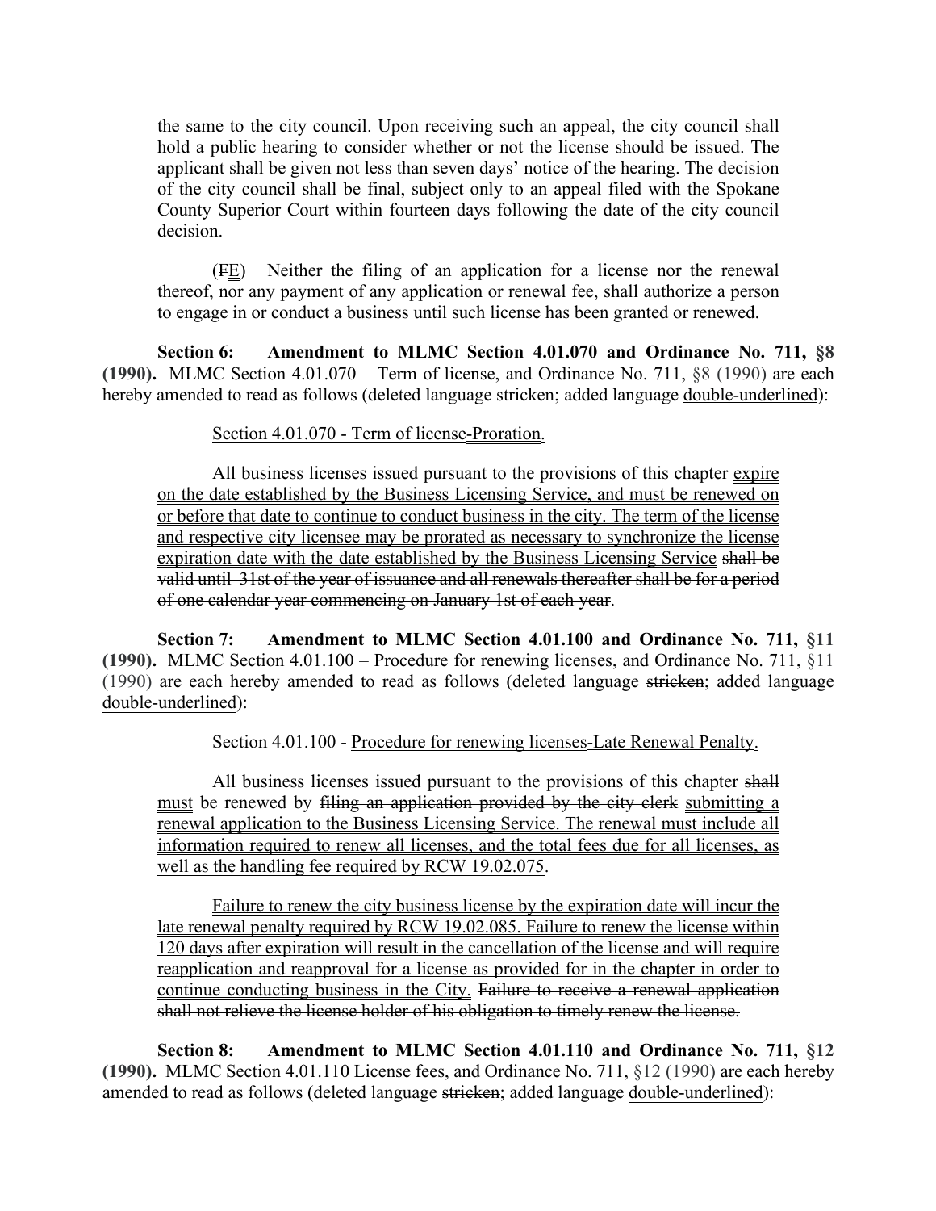the same to the city council. Upon receiving such an appeal, the city council shall hold a public hearing to consider whether or not the license should be issued. The applicant shall be given not less than seven days' notice of the hearing. The decision of the city council shall be final, subject only to an appeal filed with the Spokane County Superior Court within fourteen days following the date of the city council decision.

(~~F~~<u>E</u>) Neither the filing of an application for a license nor the renewal thereof, nor any payment of any application or renewal fee, shall authorize a person to engage in or conduct a business until such license has been granted or renewed.

**Section 6: Amendment to MLMC Section 4.01.070 and Ordinance No. 711, §8 (1990).** MLMC Section 4.01.070 – Term of license, and Ordinance No. 711, §8 (1990) are each hereby amended to read as follows (deleted language ~~stricken~~; added language <u>double-underlined</u>):

Section 4.01.070 - Term of license<u>-Proration.</u>

All business licenses issued pursuant to the provisions of this chapter <u>expire on the date established by the Business Licensing Service, and must be renewed on or before that date to continue to conduct business in the city. The term of the license and respective city licensee may be prorated as necessary to synchronize the license expiration date with the date established by the Business Licensing Service</u> ~~shall be valid until 31st of the year of issuance and all renewals thereafter shall be for a period of one calendar year commencing on January 1st of each year~~.

**Section 7: Amendment to MLMC Section 4.01.100 and Ordinance No. 711, §11 (1990).** MLMC Section 4.01.100 – Procedure for renewing licenses, and Ordinance No. 711, §11 (1990) are each hereby amended to read as follows (deleted language ~~stricken~~; added language <u>double-underlined</u>):

Section 4.01.100 - <u>Procedure for renewing licenses-Late Renewal Penalty.</u>

All business licenses issued pursuant to the provisions of this chapter ~~shall~~ <u>must</u> be renewed by ~~filing an application provided by the city clerk~~ <u>submitting a renewal application to the Business Licensing Service. The renewal must include all information required to renew all licenses, and the total fees due for all licenses, as well as the handling fee required by RCW 19.02.075</u>.

<u>Failure to renew the city business license by the expiration date will incur the late renewal penalty required by RCW 19.02.085. Failure to renew the license within 120 days after expiration will result in the cancellation of the license and will require reapplication and reapproval for a license as provided for in the chapter in order to continue conducting business in the City.</u> ~~Failure to receive a renewal application shall not relieve the license holder of his obligation to timely renew the license.~~

**Section 8: Amendment to MLMC Section 4.01.110 and Ordinance No. 711, §12 (1990).** MLMC Section 4.01.110 License fees, and Ordinance No. 711, §12 (1990) are each hereby amended to read as follows (deleted language ~~stricken~~; added language <u>double-underlined</u>):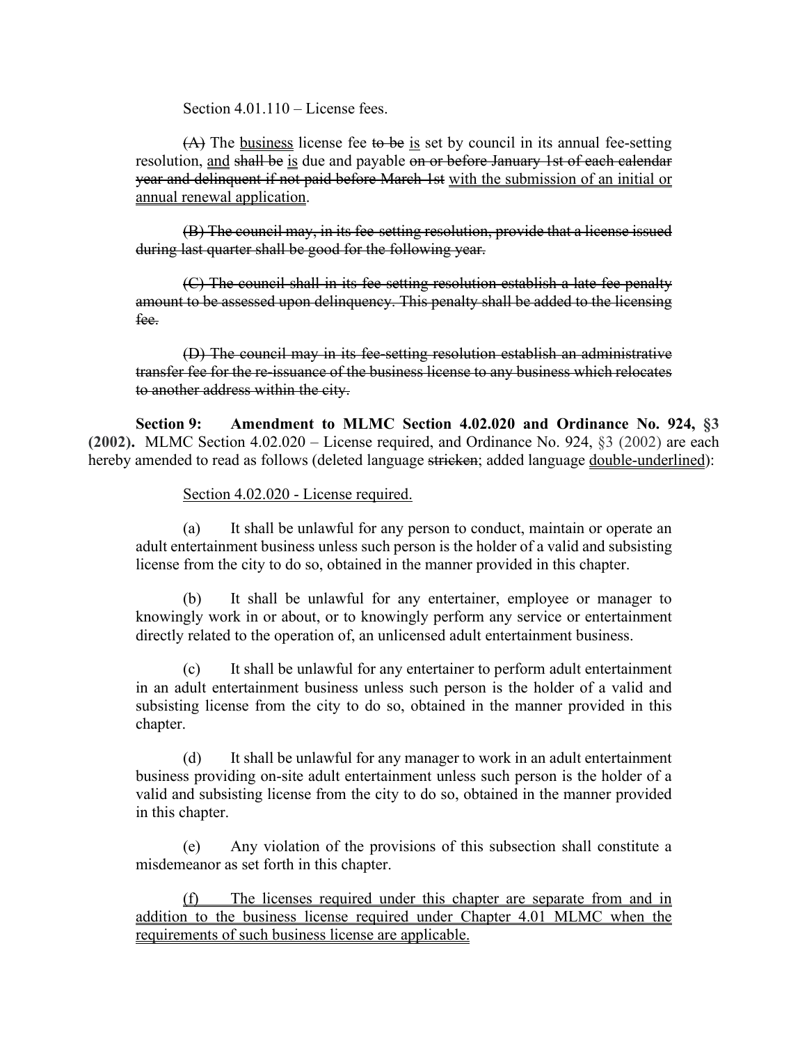Section 4.01.110 – License fees.

~~(A)~~ The <u>business</u> license fee ~~to be~~ <u>is</u> set by council in its annual fee-setting resolution, <u>and</u> ~~shall be~~ <u>is</u> due and payable ~~on or before January 1st of each calendar year and delinquent if not paid before March 1st~~ <u>with the submission of an initial or annual renewal application</u>.

~~(B) The council may, in its fee-setting resolution, provide that a license issued during last quarter shall be good for the following year.~~

~~(C) The council shall in its fee-setting resolution establish a late fee penalty amount to be assessed upon delinquency. This penalty shall be added to the licensing fee.~~

~~(D) The council may in its fee-setting resolution establish an administrative transfer fee for the re-issuance of the business license to any business which relocates to another address within the city.~~

**Section 9: Amendment to MLMC Section 4.02.020 and Ordinance No. 924, §3 (2002).** MLMC Section 4.02.020 – License required, and Ordinance No. 924, §3 (2002) are each hereby amended to read as follows (deleted language ~~stricken~~; added language <u>double-underlined</u>):

<u>Section 4.02.020 - License required.</u>

(a) It shall be unlawful for any person to conduct, maintain or operate an adult entertainment business unless such person is the holder of a valid and subsisting license from the city to do so, obtained in the manner provided in this chapter.

(b) It shall be unlawful for any entertainer, employee or manager to knowingly work in or about, or to knowingly perform any service or entertainment directly related to the operation of, an unlicensed adult entertainment business.

(c) It shall be unlawful for any entertainer to perform adult entertainment in an adult entertainment business unless such person is the holder of a valid and subsisting license from the city to do so, obtained in the manner provided in this chapter.

(d) It shall be unlawful for any manager to work in an adult entertainment business providing on-site adult entertainment unless such person is the holder of a valid and subsisting license from the city to do so, obtained in the manner provided in this chapter.

(e) Any violation of the provisions of this subsection shall constitute a misdemeanor as set forth in this chapter.

<u>(f) The licenses required under this chapter are separate from and in addition to the business license required under Chapter 4.01 MLMC when the requirements of such business license are applicable.</u>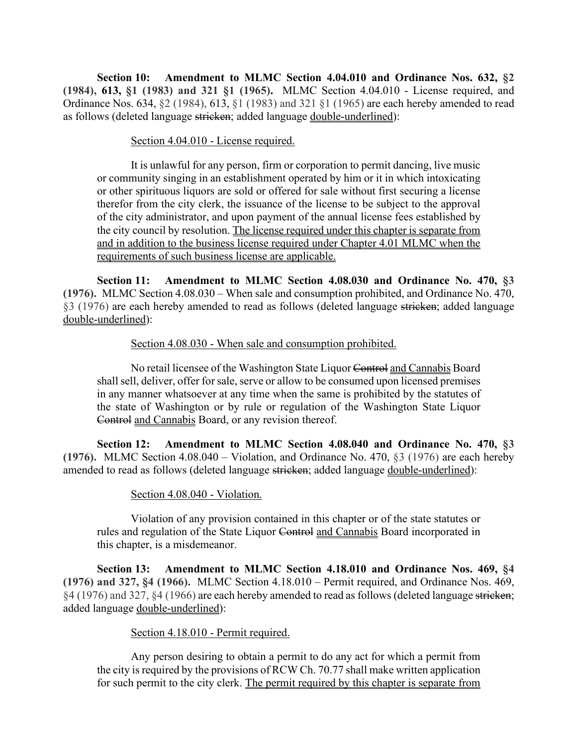**Section 10: Amendment to MLMC Section 4.04.010 and Ordinance Nos. 632, §2 (1984), 613, §1 (1983) and 321 §1 (1965).** MLMC Section 4.04.010 - License required, and Ordinance Nos. 634, §2 (1984), 613, §1 (1983) and 321 §1 (1965) are each hereby amended to read as follows (deleted language ~~stricken~~; added language <u>double-underlined</u>):

> <u>Section 4.04.010 - License required.</u>
>
> It is unlawful for any person, firm or corporation to permit dancing, live music or community singing in an establishment operated by him or it in which intoxicating or other spirituous liquors are sold or offered for sale without first securing a license therefor from the city clerk, the issuance of the license to be subject to the approval of the city administrator, and upon payment of the annual license fees established by the city council by resolution. <u>The license required under this chapter is separate from and in addition to the business license required under Chapter 4.01 MLMC when the requirements of such business license are applicable.</u>

**Section 11: Amendment to MLMC Section 4.08.030 and Ordinance No. 470, §3 (1976).** MLMC Section 4.08.030 – When sale and consumption prohibited, and Ordinance No. 470, §3 (1976) are each hereby amended to read as follows (deleted language ~~stricken~~; added language <u>double-underlined</u>):

> <u>Section 4.08.030 - When sale and consumption prohibited.</u>
>
> No retail licensee of the Washington State Liquor ~~Control~~ <u>and Cannabis</u> Board shall sell, deliver, offer for sale, serve or allow to be consumed upon licensed premises in any manner whatsoever at any time when the same is prohibited by the statutes of the state of Washington or by rule or regulation of the Washington State Liquor ~~Control~~ <u>and Cannabis</u> Board, or any revision thereof.

**Section 12: Amendment to MLMC Section 4.08.040 and Ordinance No. 470, §3 (1976).** MLMC Section 4.08.040 – Violation, and Ordinance No. 470, §3 (1976) are each hereby amended to read as follows (deleted language ~~stricken~~; added language <u>double-underlined</u>):

> <u>Section 4.08.040 - Violation.</u>
>
> Violation of any provision contained in this chapter or of the state statutes or rules and regulation of the State Liquor ~~Control~~ <u>and Cannabis</u> Board incorporated in this chapter, is a misdemeanor.

**Section 13: Amendment to MLMC Section 4.18.010 and Ordinance Nos. 469, §4 (1976) and 327, §4 (1966).** MLMC Section 4.18.010 – Permit required, and Ordinance Nos. 469, §4 (1976) and 327, §4 (1966) are each hereby amended to read as follows (deleted language ~~stricken~~; added language <u>double-underlined</u>):

> <u>Section 4.18.010 - Permit required.</u>
>
> Any person desiring to obtain a permit to do any act for which a permit from the city is required by the provisions of RCW Ch. 70.77 shall make written application for such permit to the city clerk. <u>The permit required by this chapter is separate from</u>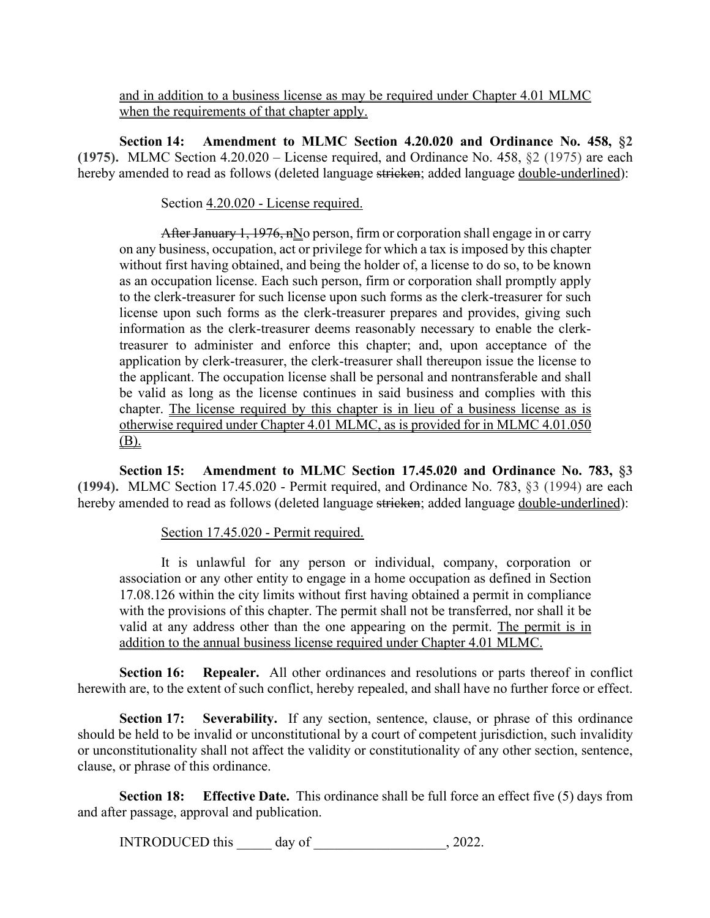<u>and in addition to a business license as may be required under Chapter 4.01 MLMC when the requirements of that chapter apply.</u>

**Section 14: Amendment to MLMC Section 4.20.020 and Ordinance No. 458, §2 (1975).** MLMC Section 4.20.020 – License required, and Ordinance No. 458, §2 (1975) are each hereby amended to read as follows (deleted language ~~stricken~~; added language <u>double-underlined</u>):

> Section <u>4.20.020 - License required.</u>
>
> ~~After January 1, 1976, n~~<u>N</u>o person, firm or corporation shall engage in or carry on any business, occupation, act or privilege for which a tax is imposed by this chapter without first having obtained, and being the holder of, a license to do so, to be known as an occupation license. Each such person, firm or corporation shall promptly apply to the clerk-treasurer for such license upon such forms as the clerk-treasurer for such license upon such forms as the clerk-treasurer prepares and provides, giving such information as the clerk-treasurer deems reasonably necessary to enable the clerk-treasurer to administer and enforce this chapter; and, upon acceptance of the application by clerk-treasurer, the clerk-treasurer shall thereupon issue the license to the applicant. The occupation license shall be personal and nontransferable and shall be valid as long as the license continues in said business and complies with this chapter. <u>The license required by this chapter is in lieu of a business license as is otherwise required under Chapter 4.01 MLMC, as is provided for in MLMC 4.01.050 (B).</u>

**Section 15: Amendment to MLMC Section 17.45.020 and Ordinance No. 783, §3 (1994).** MLMC Section 17.45.020 - Permit required, and Ordinance No. 783, §3 (1994) are each hereby amended to read as follows (deleted language ~~stricken~~; added language <u>double-underlined</u>):

> <u>Section 17.45.020 - Permit required.</u>
>
> It is unlawful for any person or individual, company, corporation or association or any other entity to engage in a home occupation as defined in Section 17.08.126 within the city limits without first having obtained a permit in compliance with the provisions of this chapter. The permit shall not be transferred, nor shall it be valid at any address other than the one appearing on the permit. <u>The permit is in addition to the annual business license required under Chapter 4.01 MLMC.</u>

**Section 16: Repealer.** All other ordinances and resolutions or parts thereof in conflict herewith are, to the extent of such conflict, hereby repealed, and shall have no further force or effect.

**Section 17: Severability.** If any section, sentence, clause, or phrase of this ordinance should be held to be invalid or unconstitutional by a court of competent jurisdiction, such invalidity or unconstitutionality shall not affect the validity or constitutionality of any other section, sentence, clause, or phrase of this ordinance.

**Section 18: Effective Date.** This ordinance shall be full force an effect five (5) days from and after passage, approval and publication.

INTRODUCED this _____ day of ___________________, 2022.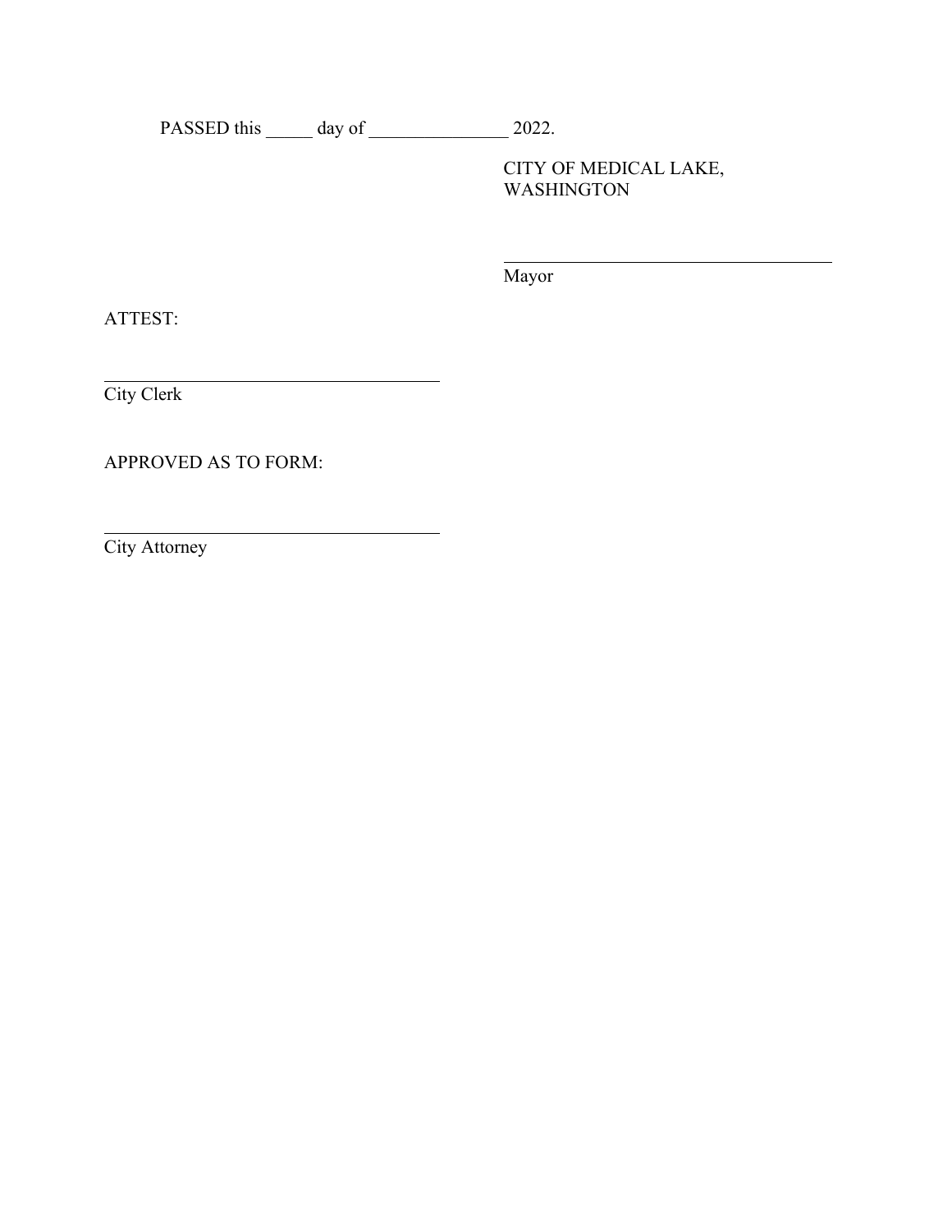PASSED this _____ day of _______________ 2022.

CITY OF MEDICAL LAKE, WASHINGTON

_____________________________________
Mayor

ATTEST:

_____________________________________
City Clerk

APPROVED AS TO FORM:

_____________________________________
City Attorney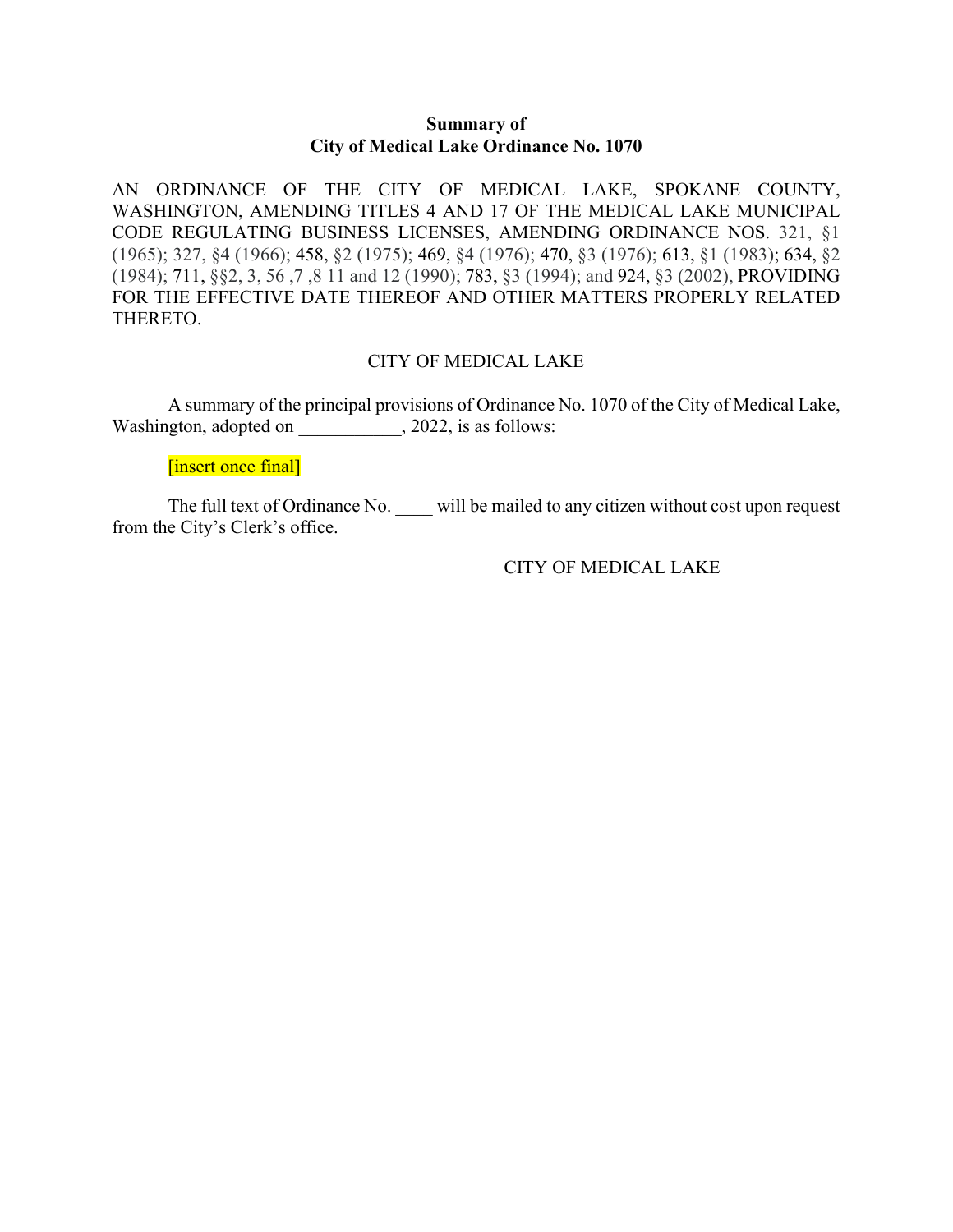**Summary of**
**City of Medical Lake Ordinance No. 1070**

AN ORDINANCE OF THE CITY OF MEDICAL LAKE, SPOKANE COUNTY, WASHINGTON, AMENDING TITLES 4 AND 17 OF THE MEDICAL LAKE MUNICIPAL CODE REGULATING BUSINESS LICENSES, AMENDING ORDINANCE NOS. 321, §1 (1965); 327, §4 (1966); 458, §2 (1975); 469, §4 (1976); 470, §3 (1976); 613, §1 (1983); 634, §2 (1984); 711, §§2, 3, 56 ,7 ,8 11 and 12 (1990); 783, §3 (1994); and 924, §3 (2002), PROVIDING FOR THE EFFECTIVE DATE THEREOF AND OTHER MATTERS PROPERLY RELATED THERETO.

CITY OF MEDICAL LAKE

A summary of the principal provisions of Ordinance No. 1070 of the City of Medical Lake, Washington, adopted on ___________, 2022, is as follows:

[insert once final]

The full text of Ordinance No. ____ will be mailed to any citizen without cost upon request from the City's Clerk's office.

CITY OF MEDICAL LAKE